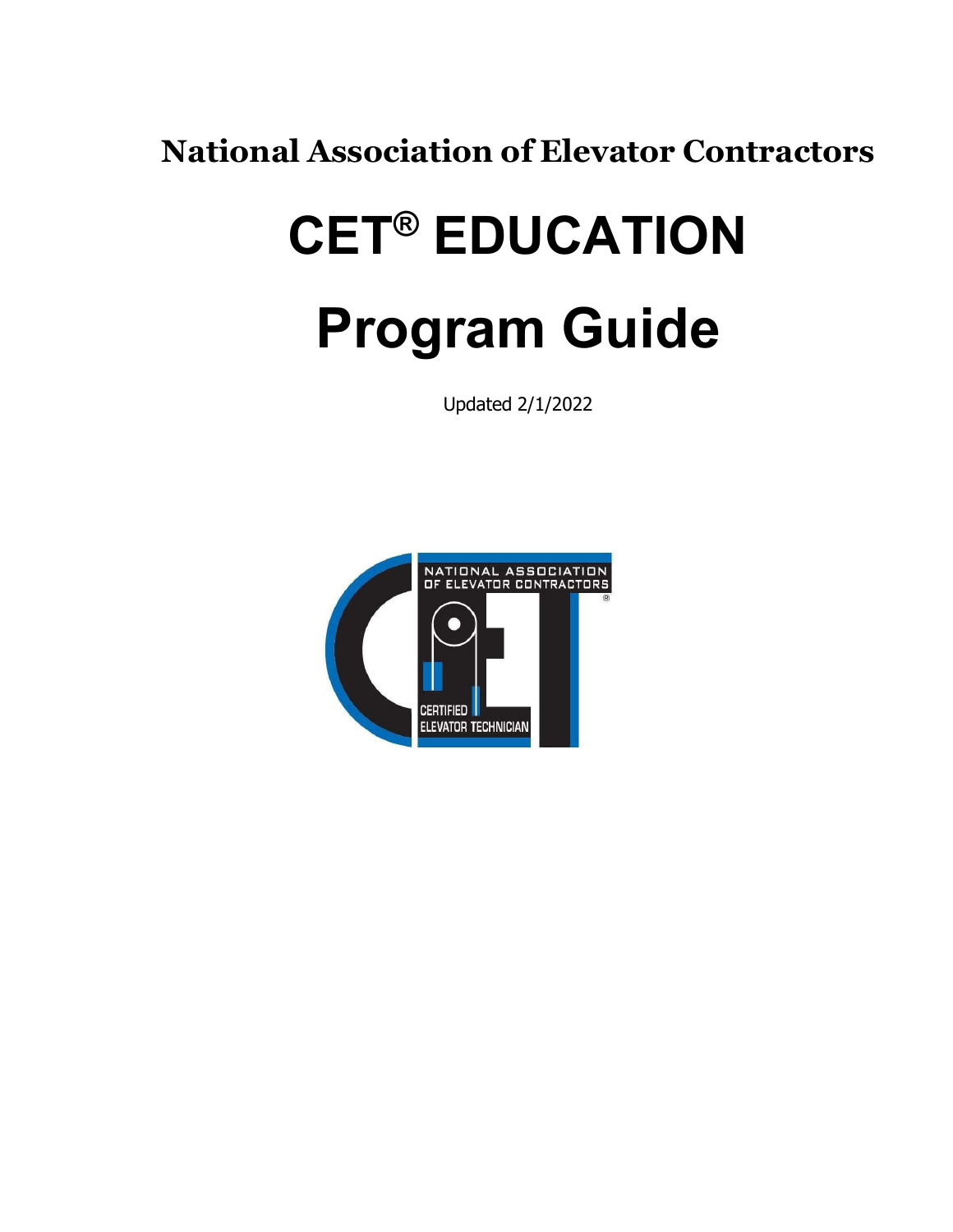**National Association of Elevator Contractors**

# CET® EDUCATION

# Program Guide

Updated 2/1/2022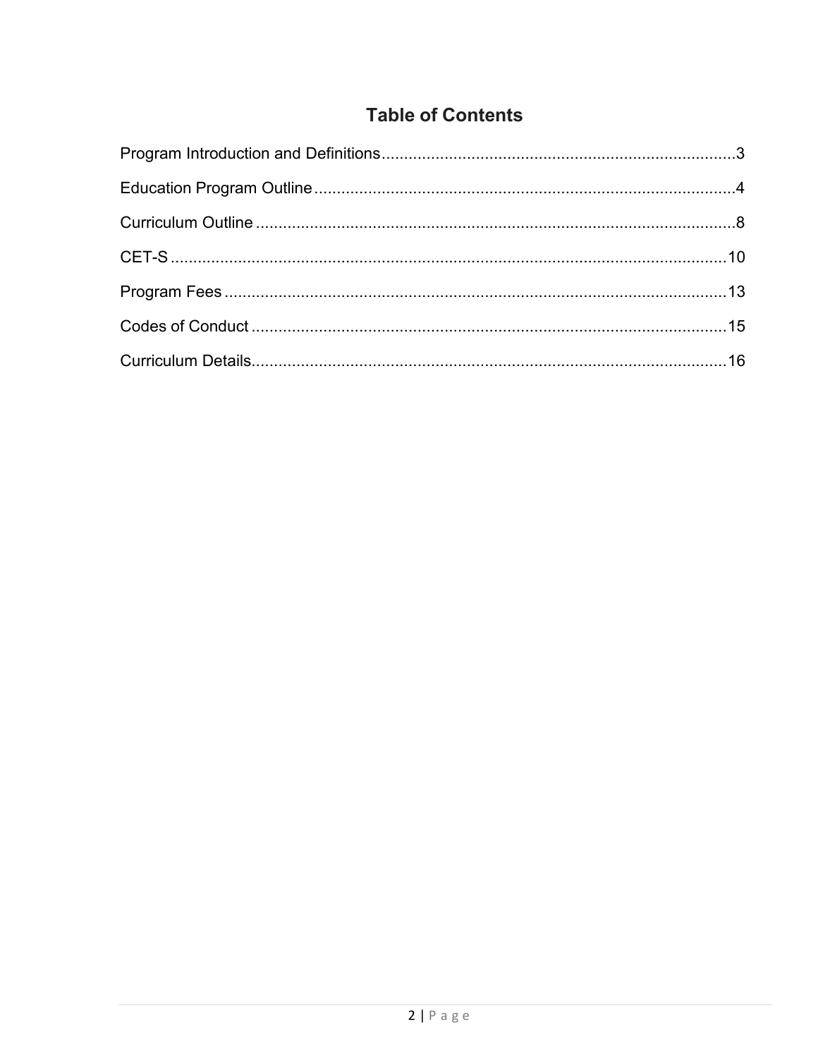# Table of Contents

Program Introduction and Definitions........................................3

Education Program Outline........................................4

Curriculum Outline........................................8

CET-S........................................10

Program Fees........................................13

Codes of Conduct........................................15

Curriculum Details........................................16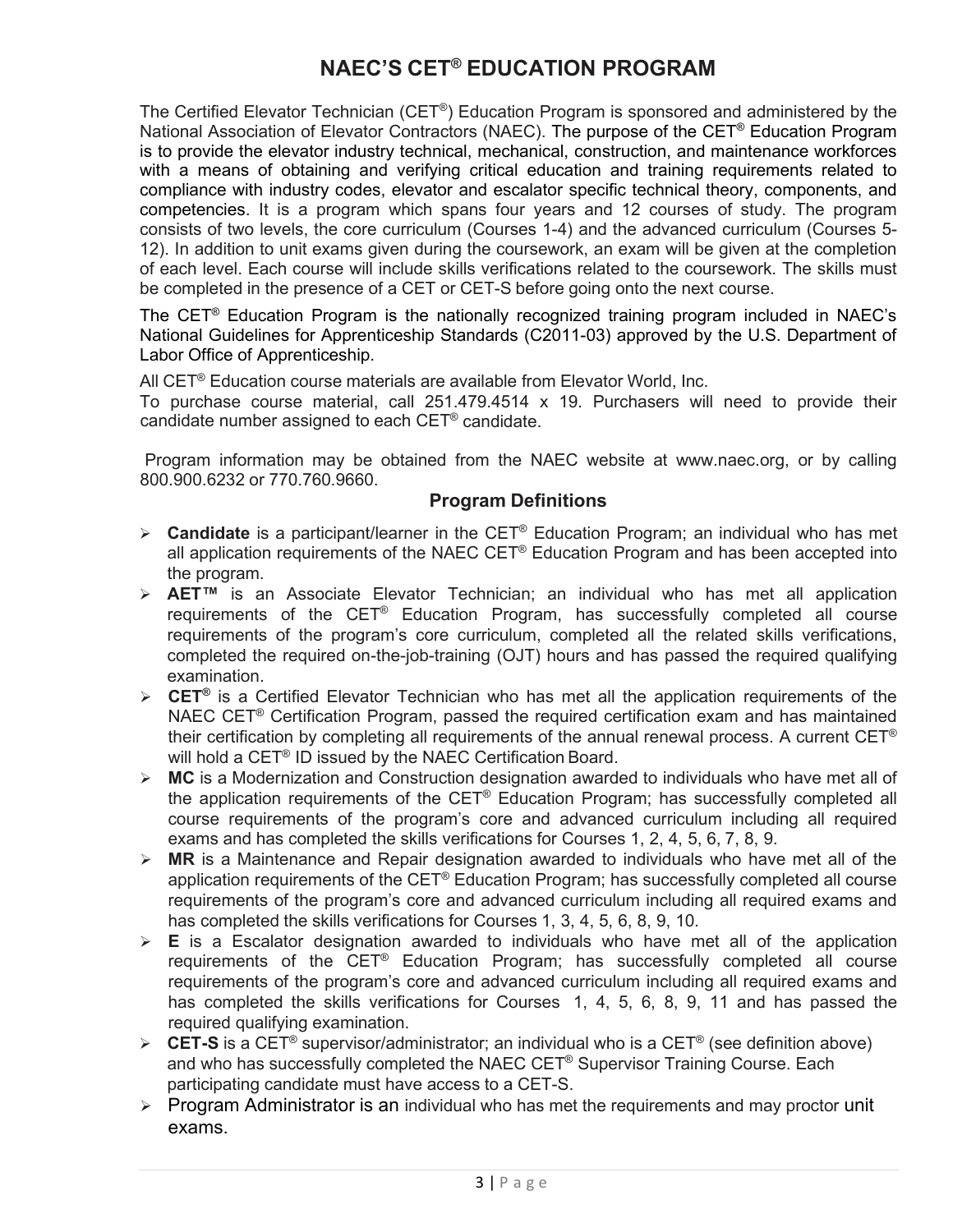# NAEC'S CET® EDUCATION PROGRAM

The Certified Elevator Technician (CET®) Education Program is sponsored and administered by the National Association of Elevator Contractors (NAEC). The purpose of the CET® Education Program is to provide the elevator industry technical, mechanical, construction, and maintenance workforces with a means of obtaining and verifying critical education and training requirements related to compliance with industry codes, elevator and escalator specific technical theory, components, and competencies. It is a program which spans four years and 12 courses of study. The program consists of two levels, the core curriculum (Courses 1-4) and the advanced curriculum (Courses 5-12). In addition to unit exams given during the coursework, an exam will be given at the completion of each level. Each course will include skills verifications related to the coursework. The skills must be completed in the presence of a CET or CET-S before going onto the next course.

The CET® Education Program is the nationally recognized training program included in NAEC's National Guidelines for Apprenticeship Standards (C2011-03) approved by the U.S. Department of Labor Office of Apprenticeship.

All CET® Education course materials are available from Elevator World, Inc.

To purchase course material, call 251.479.4514 x 19. Purchasers will need to provide their candidate number assigned to each CET® candidate.

Program information may be obtained from the NAEC website at www.naec.org, or by calling 800.900.6232 or 770.760.9660.

## Program Definitions

- **Candidate** is a participant/learner in the CET® Education Program; an individual who has met all application requirements of the NAEC CET® Education Program and has been accepted into the program.
- **AET™** is an Associate Elevator Technician; an individual who has met all application requirements of the CET® Education Program, has successfully completed all course requirements of the program's core curriculum, completed all the related skills verifications, completed the required on-the-job-training (OJT) hours and has passed the required qualifying examination.
- **CET®** is a Certified Elevator Technician who has met all the application requirements of the NAEC CET® Certification Program, passed the required certification exam and has maintained their certification by completing all requirements of the annual renewal process. A current CET® will hold a CET® ID issued by the NAEC Certification Board.
- **MC** is a Modernization and Construction designation awarded to individuals who have met all of the application requirements of the CET® Education Program; has successfully completed all course requirements of the program's core and advanced curriculum including all required exams and has completed the skills verifications for Courses 1, 2, 4, 5, 6, 7, 8, 9.
- **MR** is a Maintenance and Repair designation awarded to individuals who have met all of the application requirements of the CET® Education Program; has successfully completed all course requirements of the program's core and advanced curriculum including all required exams and has completed the skills verifications for Courses 1, 3, 4, 5, 6, 8, 9, 10.
- **E** is a Escalator designation awarded to individuals who have met all of the application requirements of the CET® Education Program; has successfully completed all course requirements of the program's core and advanced curriculum including all required exams and has completed the skills verifications for Courses 1, 4, 5, 6, 8, 9, 11 and has passed the required qualifying examination.
- **CET-S** is a CET® supervisor/administrator; an individual who is a CET® (see definition above) and who has successfully completed the NAEC CET® Supervisor Training Course. Each participating candidate must have access to a CET-S.
- Program Administrator is an individual who has met the requirements and may proctor unit exams.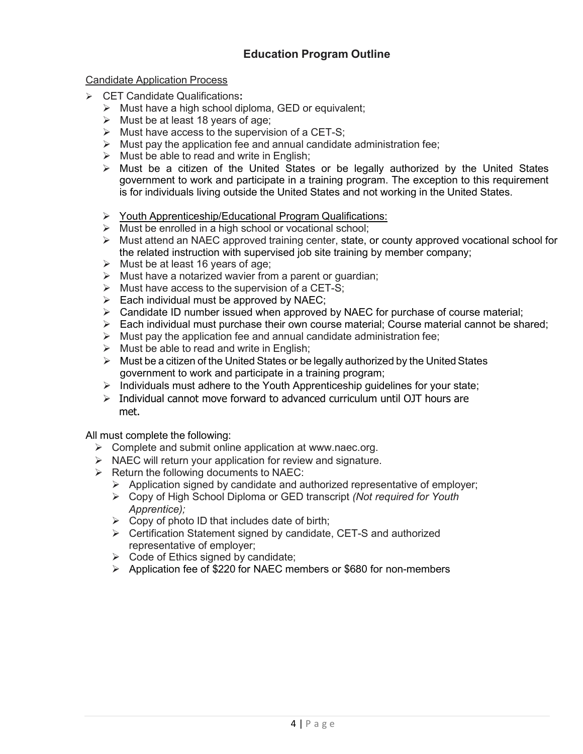## Education Program Outline

Candidate Application Process

- CET Candidate Qualifications:
  - Must have a high school diploma, GED or equivalent;
  - Must be at least 18 years of age;
  - Must have access to the supervision of a CET-S;
  - Must pay the application fee and annual candidate administration fee;
  - Must be able to read and write in English;
  - Must be a citizen of the United States or be legally authorized by the United States government to work and participate in a training program. The exception to this requirement is for individuals living outside the United States and not working in the United States.

  - Youth Apprenticeship/Educational Program Qualifications:
  - Must be enrolled in a high school or vocational school;
  - Must attend an NAEC approved training center, state, or county approved vocational school for the related instruction with supervised job site training by member company;
  - Must be at least 16 years of age;
  - Must have a notarized wavier from a parent or guardian;
  - Must have access to the supervision of a CET-S;
  - Each individual must be approved by NAEC;
  - Candidate ID number issued when approved by NAEC for purchase of course material;
  - Each individual must purchase their own course material; Course material cannot be shared;
  - Must pay the application fee and annual candidate administration fee;
  - Must be able to read and write in English;
  - Must be a citizen of the United States or be legally authorized by the United States government to work and participate in a training program;
  - Individuals must adhere to the Youth Apprenticeship guidelines for your state;
  - Individual cannot move forward to advanced curriculum until OJT hours are met.

All must complete the following:

- Complete and submit online application at www.naec.org.
- NAEC will return your application for review and signature.
- Return the following documents to NAEC:
  - Application signed by candidate and authorized representative of employer;
  - Copy of High School Diploma or GED transcript *(Not required for Youth Apprentice);*
  - Copy of photo ID that includes date of birth;
  - Certification Statement signed by candidate, CET-S and authorized representative of employer;
  - Code of Ethics signed by candidate;
  - Application fee of $220 for NAEC members or $680 for non-members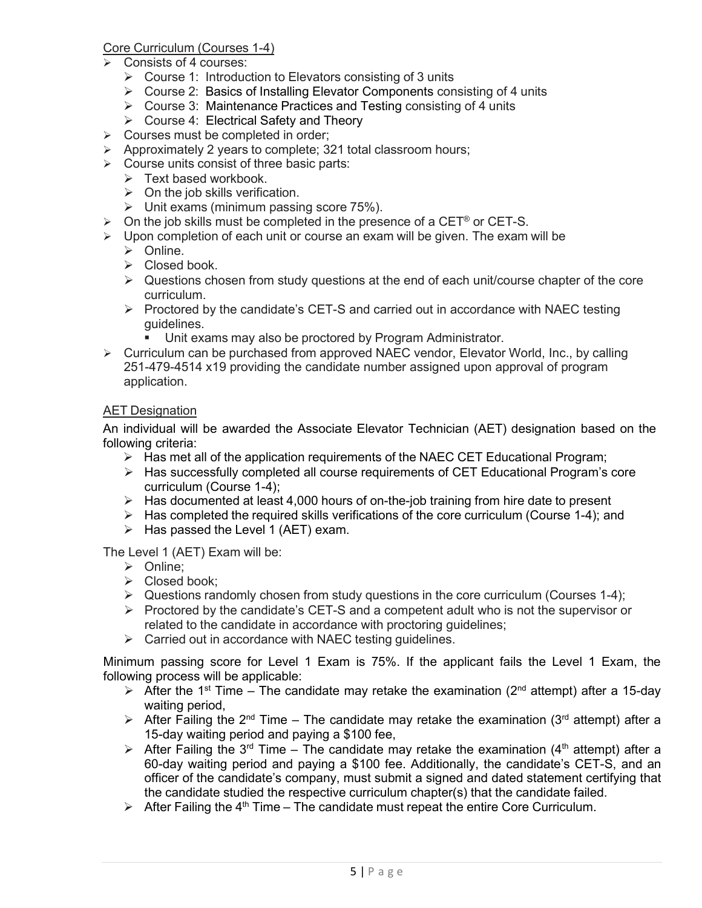Core Curriculum (Courses 1-4)

- Consists of 4 courses:
  - Course 1: Introduction to Elevators consisting of 3 units
  - Course 2: Basics of Installing Elevator Components consisting of 4 units
  - Course 3: Maintenance Practices and Testing consisting of 4 units
  - Course 4: Electrical Safety and Theory
- Courses must be completed in order;
- Approximately 2 years to complete; 321 total classroom hours;
- Course units consist of three basic parts:
  - Text based workbook.
  - On the job skills verification.
  - Unit exams (minimum passing score 75%).
- On the job skills must be completed in the presence of a CET® or CET-S.
- Upon completion of each unit or course an exam will be given. The exam will be
  - Online.
  - Closed book.
  - Questions chosen from study questions at the end of each unit/course chapter of the core curriculum.
  - Proctored by the candidate's CET-S and carried out in accordance with NAEC testing guidelines.
    - Unit exams may also be proctored by Program Administrator.
- Curriculum can be purchased from approved NAEC vendor, Elevator World, Inc., by calling 251-479-4514 x19 providing the candidate number assigned upon approval of program application.

AET Designation

An individual will be awarded the Associate Elevator Technician (AET) designation based on the following criteria:

- Has met all of the application requirements of the NAEC CET Educational Program;
- Has successfully completed all course requirements of CET Educational Program's core curriculum (Course 1-4);
- Has documented at least 4,000 hours of on-the-job training from hire date to present
- Has completed the required skills verifications of the core curriculum (Course 1-4); and
- Has passed the Level 1 (AET) exam.

The Level 1 (AET) Exam will be:

- Online;
- Closed book;
- Questions randomly chosen from study questions in the core curriculum (Courses 1-4);
- Proctored by the candidate's CET-S and a competent adult who is not the supervisor or related to the candidate in accordance with proctoring guidelines;
- Carried out in accordance with NAEC testing guidelines.

Minimum passing score for Level 1 Exam is 75%. If the applicant fails the Level 1 Exam, the following process will be applicable:

- After the 1st Time – The candidate may retake the examination (2nd attempt) after a 15-day waiting period,
- After Failing the 2nd Time – The candidate may retake the examination (3rd attempt) after a 15-day waiting period and paying a $100 fee,
- After Failing the 3rd Time – The candidate may retake the examination (4th attempt) after a 60-day waiting period and paying a $100 fee. Additionally, the candidate's CET-S, and an officer of the candidate's company, must submit a signed and dated statement certifying that the candidate studied the respective curriculum chapter(s) that the candidate failed.
- After Failing the 4th Time – The candidate must repeat the entire Core Curriculum.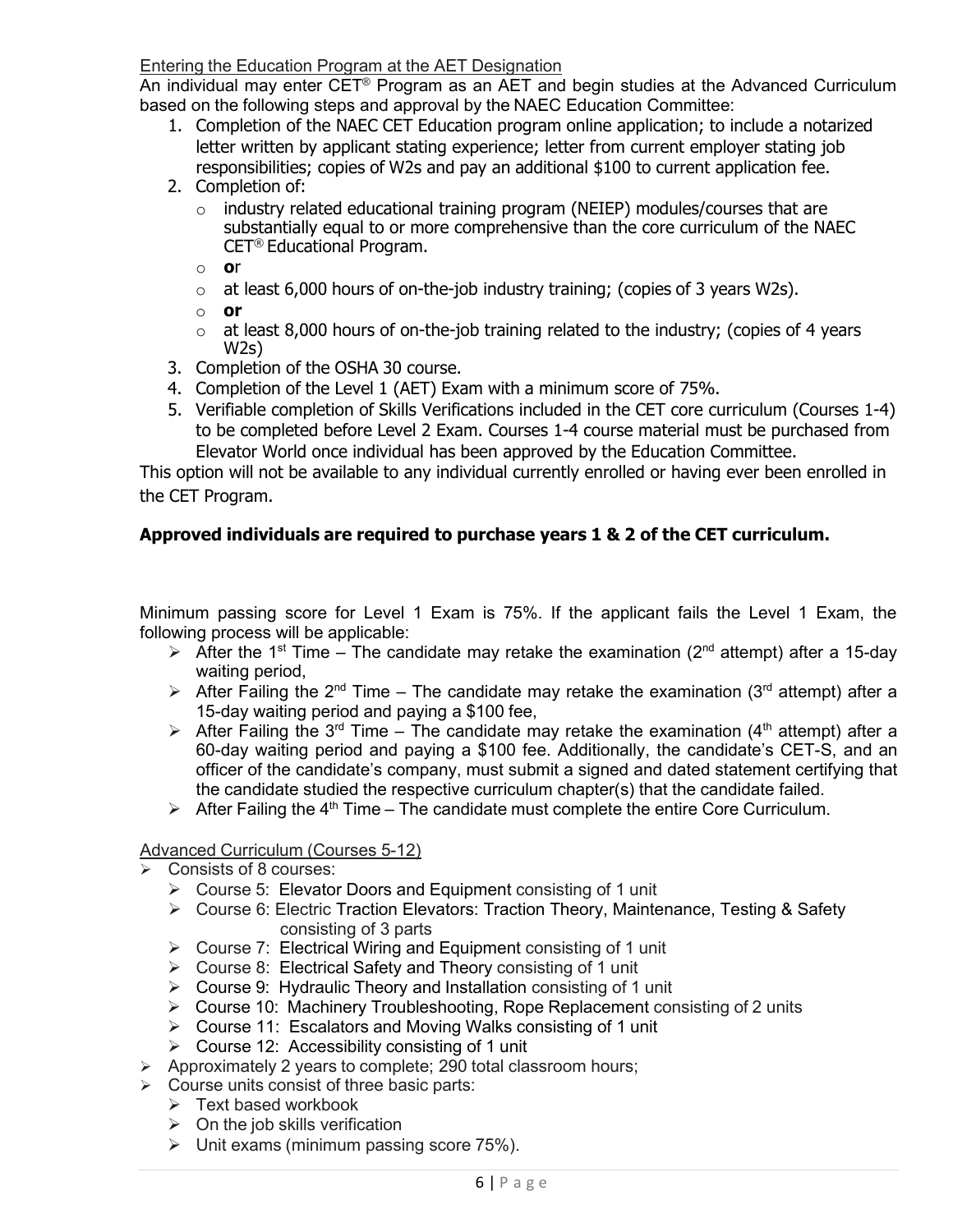## Entering the Education Program at the AET Designation

An individual may enter CET® Program as an AET and begin studies at the Advanced Curriculum based on the following steps and approval by the NAEC Education Committee:

1. Completion of the NAEC CET Education program online application; to include a notarized letter written by applicant stating experience; letter from current employer stating job responsibilities; copies of W2s and pay an additional $100 to current application fee.
2. Completion of:
   - industry related educational training program (NEIEP) modules/courses that are substantially equal to or more comprehensive than the core curriculum of the NAEC CET® Educational Program.
   - **o**r
   - at least 6,000 hours of on-the-job industry training; (copies of 3 years W2s).
   - **or**
   - at least 8,000 hours of on-the-job training related to the industry; (copies of 4 years W2s)
3. Completion of the OSHA 30 course.
4. Completion of the Level 1 (AET) Exam with a minimum score of 75%.
5. Verifiable completion of Skills Verifications included in the CET core curriculum (Courses 1-4) to be completed before Level 2 Exam. Courses 1-4 course material must be purchased from Elevator World once individual has been approved by the Education Committee.

This option will not be available to any individual currently enrolled or having ever been enrolled in the CET Program.

**Approved individuals are required to purchase years 1 & 2 of the CET curriculum.**

Minimum passing score for Level 1 Exam is 75%. If the applicant fails the Level 1 Exam, the following process will be applicable:

- After the 1st Time – The candidate may retake the examination (2nd attempt) after a 15-day waiting period,
- After Failing the 2nd Time – The candidate may retake the examination (3rd attempt) after a 15-day waiting period and paying a $100 fee,
- After Failing the 3rd Time – The candidate may retake the examination (4th attempt) after a 60-day waiting period and paying a $100 fee. Additionally, the candidate's CET-S, and an officer of the candidate's company, must submit a signed and dated statement certifying that the candidate studied the respective curriculum chapter(s) that the candidate failed.
- After Failing the 4th Time – The candidate must complete the entire Core Curriculum.

## Advanced Curriculum (Courses 5-12)

- Consists of 8 courses:
  - Course 5: Elevator Doors and Equipment consisting of 1 unit
  - Course 6: Electric Traction Elevators: Traction Theory, Maintenance, Testing & Safety consisting of 3 parts
  - Course 7: Electrical Wiring and Equipment consisting of 1 unit
  - Course 8: Electrical Safety and Theory consisting of 1 unit
  - Course 9: Hydraulic Theory and Installation consisting of 1 unit
  - Course 10: Machinery Troubleshooting, Rope Replacement consisting of 2 units
  - Course 11: Escalators and Moving Walks consisting of 1 unit
  - Course 12: Accessibility consisting of 1 unit
- Approximately 2 years to complete; 290 total classroom hours;
- Course units consist of three basic parts:
  - Text based workbook
  - On the job skills verification
  - Unit exams (minimum passing score 75%).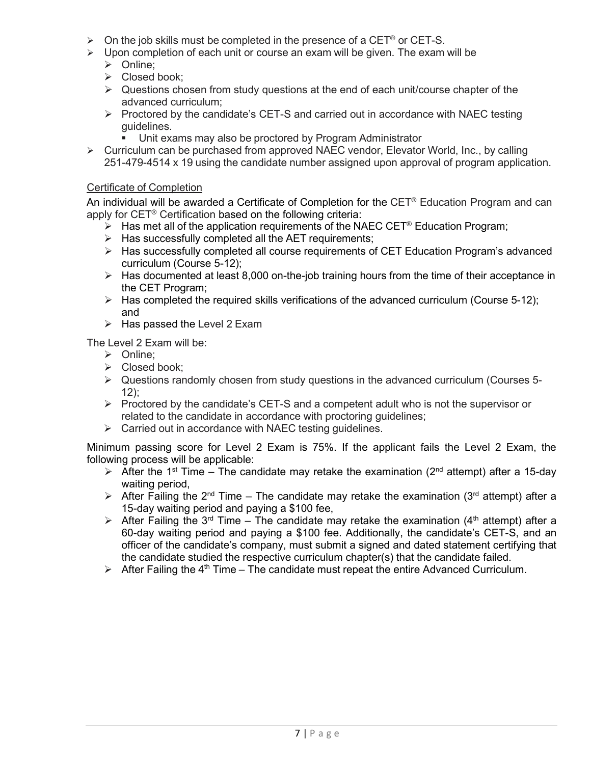- On the job skills must be completed in the presence of a CET® or CET-S.
- Upon completion of each unit or course an exam will be given. The exam will be
  - Online;
  - Closed book;
  - Questions chosen from study questions at the end of each unit/course chapter of the advanced curriculum;
  - Proctored by the candidate's CET-S and carried out in accordance with NAEC testing guidelines.
    - Unit exams may also be proctored by Program Administrator
- Curriculum can be purchased from approved NAEC vendor, Elevator World, Inc., by calling 251-479-4514 x 19 using the candidate number assigned upon approval of program application.

Certificate of Completion

An individual will be awarded a Certificate of Completion for the CET® Education Program and can apply for CET® Certification based on the following criteria:

- Has met all of the application requirements of the NAEC CET® Education Program;
- Has successfully completed all the AET requirements;
- Has successfully completed all course requirements of CET Education Program's advanced curriculum (Course 5-12);
- Has documented at least 8,000 on-the-job training hours from the time of their acceptance in the CET Program;
- Has completed the required skills verifications of the advanced curriculum (Course 5-12); and
- Has passed the Level 2 Exam

The Level 2 Exam will be:

- Online;
- Closed book;
- Questions randomly chosen from study questions in the advanced curriculum (Courses 5-12);
- Proctored by the candidate's CET-S and a competent adult who is not the supervisor or related to the candidate in accordance with proctoring guidelines;
- Carried out in accordance with NAEC testing guidelines.

Minimum passing score for Level 2 Exam is 75%. If the applicant fails the Level 2 Exam, the following process will be applicable:

- After the 1st Time – The candidate may retake the examination (2nd attempt) after a 15-day waiting period,
- After Failing the 2nd Time – The candidate may retake the examination (3rd attempt) after a 15-day waiting period and paying a $100 fee,
- After Failing the 3rd Time – The candidate may retake the examination (4th attempt) after a 60-day waiting period and paying a $100 fee. Additionally, the candidate's CET-S, and an officer of the candidate's company, must submit a signed and dated statement certifying that the candidate studied the respective curriculum chapter(s) that the candidate failed.
- After Failing the 4th Time – The candidate must repeat the entire Advanced Curriculum.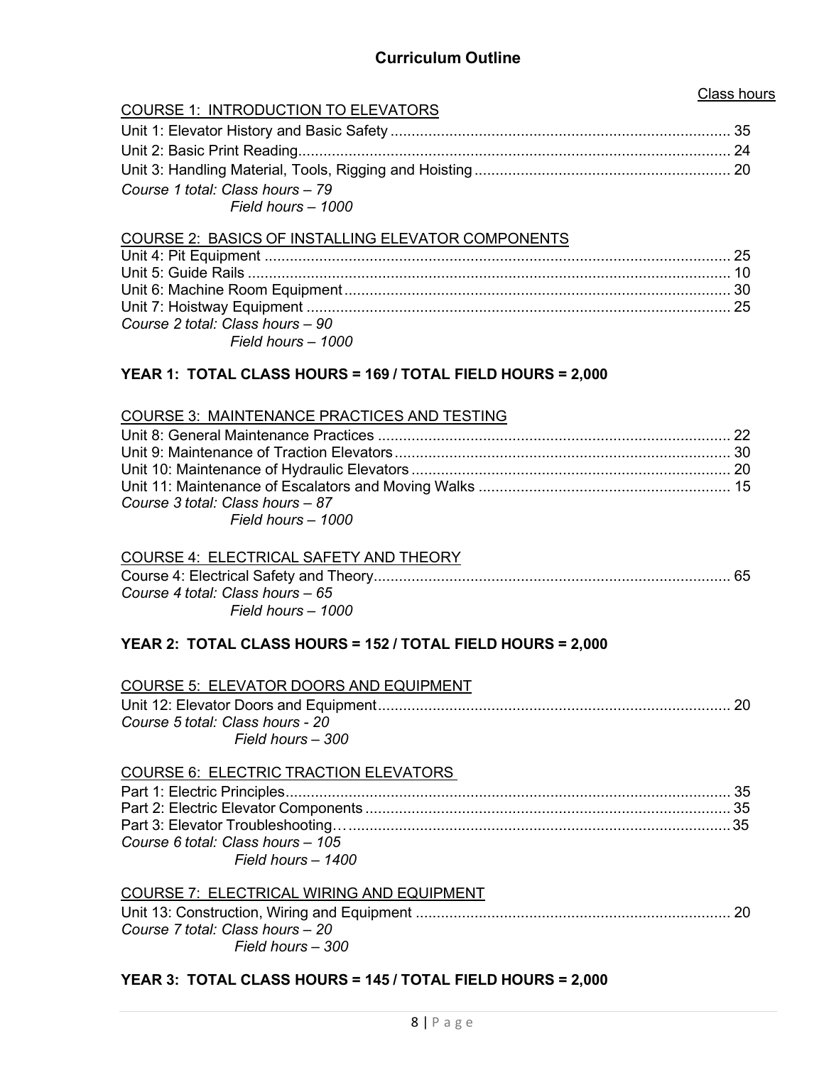## Curriculum Outline

Class hours

COURSE 1: INTRODUCTION TO ELEVATORS

Unit 1: Elevator History and Basic Safety ........ 35
Unit 2: Basic Print Reading ........ 24
Unit 3: Handling Material, Tools, Rigging and Hoisting ........ 20

*Course 1 total: Class hours – 79*
*Field hours – 1000*

COURSE 2: BASICS OF INSTALLING ELEVATOR COMPONENTS

Unit 4: Pit Equipment ........ 25
Unit 5: Guide Rails ........ 10
Unit 6: Machine Room Equipment ........ 30
Unit 7: Hoistway Equipment ........ 25

*Course 2 total: Class hours – 90*
*Field hours – 1000*

**YEAR 1: TOTAL CLASS HOURS = 169 / TOTAL FIELD HOURS = 2,000**

COURSE 3: MAINTENANCE PRACTICES AND TESTING

Unit 8: General Maintenance Practices ........ 22
Unit 9: Maintenance of Traction Elevators ........ 30
Unit 10: Maintenance of Hydraulic Elevators ........ 20
Unit 11: Maintenance of Escalators and Moving Walks ........ 15

*Course 3 total: Class hours – 87*
*Field hours – 1000*

COURSE 4: ELECTRICAL SAFETY AND THEORY

Course 4: Electrical Safety and Theory ........ 65

*Course 4 total: Class hours – 65*
*Field hours – 1000*

**YEAR 2: TOTAL CLASS HOURS = 152 / TOTAL FIELD HOURS = 2,000**

COURSE 5: ELEVATOR DOORS AND EQUIPMENT

Unit 12: Elevator Doors and Equipment ........ 20

*Course 5 total: Class hours - 20*
*Field hours – 300*

COURSE 6: ELECTRIC TRACTION ELEVATORS

Part 1: Electric Principles ........ 35
Part 2: Electric Elevator Components ........ 35
Part 3: Elevator Troubleshooting ........ 35

*Course 6 total: Class hours – 105*
*Field hours – 1400*

COURSE 7: ELECTRICAL WIRING AND EQUIPMENT

Unit 13: Construction, Wiring and Equipment ........ 20

*Course 7 total: Class hours – 20*
*Field hours – 300*

**YEAR 3: TOTAL CLASS HOURS = 145 / TOTAL FIELD HOURS = 2,000**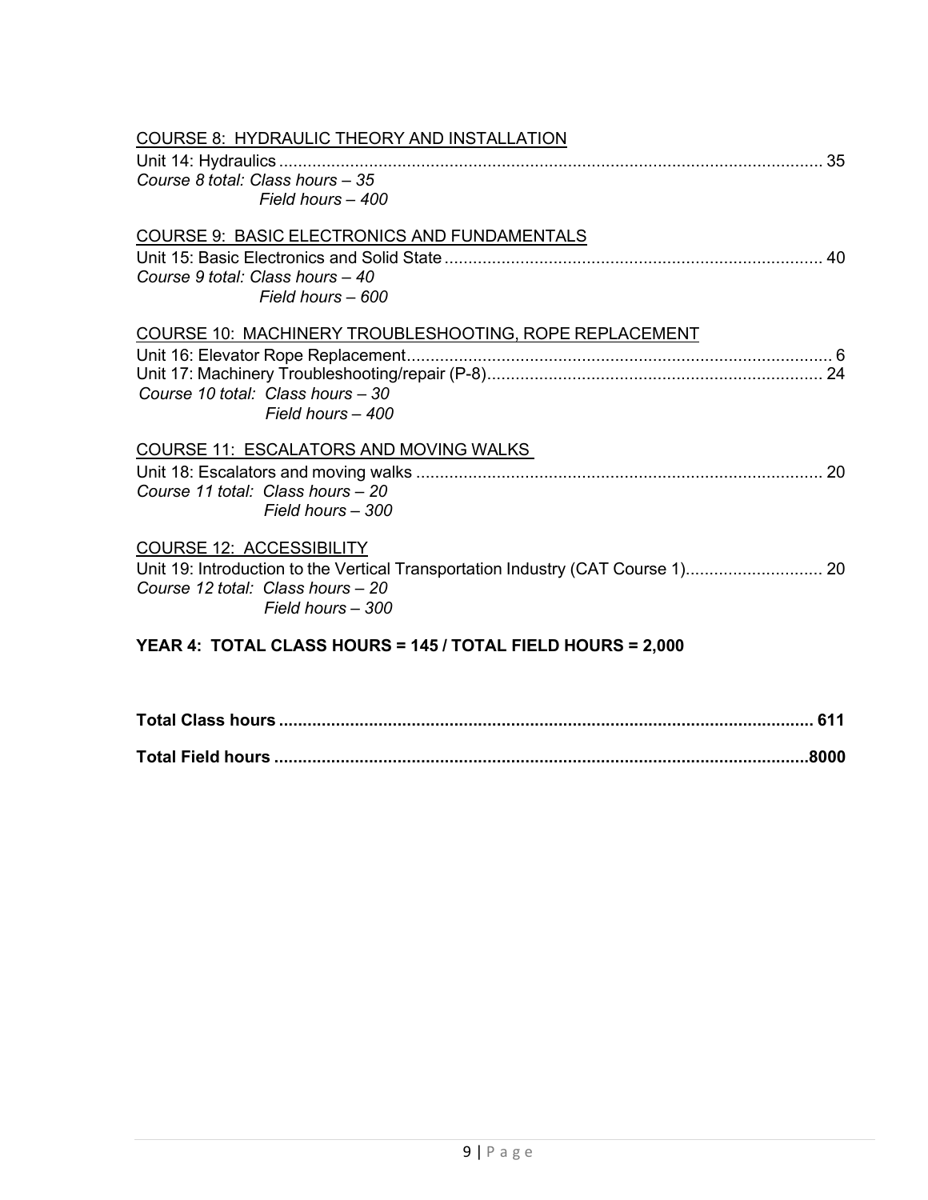<u>COURSE 8: HYDRAULIC THEORY AND INSTALLATION</u>

Unit 14: Hydraulics .................................................................................................................... 35

*Course 8 total: Class hours – 35*
*Field hours – 400*

<u>COURSE 9: BASIC ELECTRONICS AND FUNDAMENTALS</u>

Unit 15: Basic Electronics and Solid State ................................................................................ 40

*Course 9 total: Class hours – 40*
*Field hours – 600*

<u>COURSE 10: MACHINERY TROUBLESHOOTING, ROPE REPLACEMENT</u>

Unit 16: Elevator Rope Replacement......................................................................................... 6
Unit 17: Machinery Troubleshooting/repair (P-8)....................................................................... 24

*Course 10 total: Class hours – 30*
*Field hours – 400*

<u>COURSE 11: ESCALATORS AND MOVING WALKS</u>

Unit 18: Escalators and moving walks ...................................................................................... 20

*Course 11 total: Class hours – 20*
*Field hours – 300*

<u>COURSE 12: ACCESSIBILITY</u>

Unit 19: Introduction to the Vertical Transportation Industry (CAT Course 1)............................ 20

*Course 12 total: Class hours – 20*
*Field hours – 300*

**YEAR 4: TOTAL CLASS HOURS = 145 / TOTAL FIELD HOURS = 2,000**

**Total Class hours ................................................................................................................. 611**

**Total Field hours .................................................................................................................8000**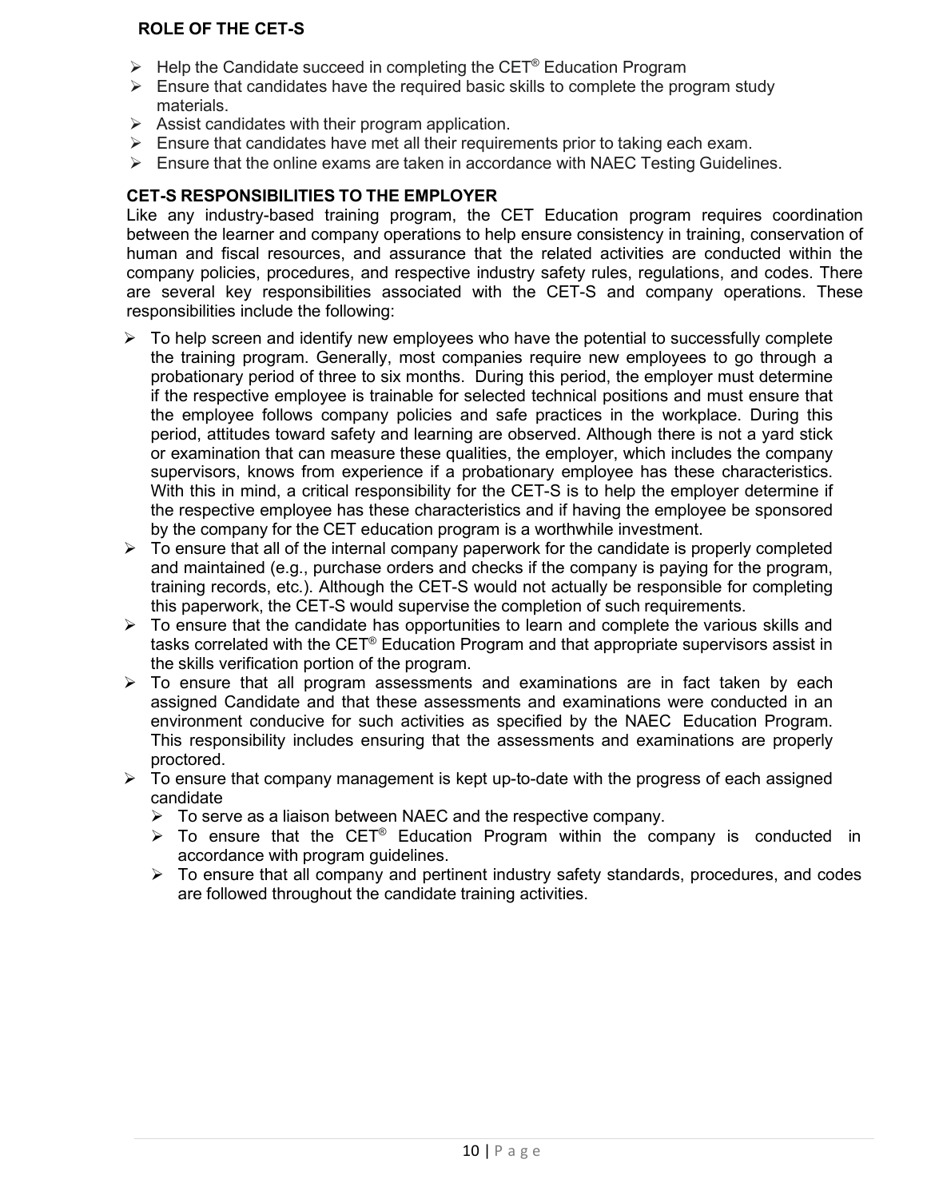## ROLE OF THE CET-S

- Help the Candidate succeed in completing the CET® Education Program
- Ensure that candidates have the required basic skills to complete the program study materials.
- Assist candidates with their program application.
- Ensure that candidates have met all their requirements prior to taking each exam.
- Ensure that the online exams are taken in accordance with NAEC Testing Guidelines.

## CET-S RESPONSIBILITIES TO THE EMPLOYER

Like any industry-based training program, the CET Education program requires coordination between the learner and company operations to help ensure consistency in training, conservation of human and fiscal resources, and assurance that the related activities are conducted within the company policies, procedures, and respective industry safety rules, regulations, and codes. There are several key responsibilities associated with the CET-S and company operations. These responsibilities include the following:

- To help screen and identify new employees who have the potential to successfully complete the training program. Generally, most companies require new employees to go through a probationary period of three to six months. During this period, the employer must determine if the respective employee is trainable for selected technical positions and must ensure that the employee follows company policies and safe practices in the workplace. During this period, attitudes toward safety and learning are observed. Although there is not a yard stick or examination that can measure these qualities, the employer, which includes the company supervisors, knows from experience if a probationary employee has these characteristics. With this in mind, a critical responsibility for the CET-S is to help the employer determine if the respective employee has these characteristics and if having the employee be sponsored by the company for the CET education program is a worthwhile investment.
- To ensure that all of the internal company paperwork for the candidate is properly completed and maintained (e.g., purchase orders and checks if the company is paying for the program, training records, etc.). Although the CET-S would not actually be responsible for completing this paperwork, the CET-S would supervise the completion of such requirements.
- To ensure that the candidate has opportunities to learn and complete the various skills and tasks correlated with the CET® Education Program and that appropriate supervisors assist in the skills verification portion of the program.
- To ensure that all program assessments and examinations are in fact taken by each assigned Candidate and that these assessments and examinations were conducted in an environment conducive for such activities as specified by the NAEC Education Program. This responsibility includes ensuring that the assessments and examinations are properly proctored.
- To ensure that company management is kept up-to-date with the progress of each assigned candidate
  - To serve as a liaison between NAEC and the respective company.
  - To ensure that the CET® Education Program within the company is conducted in accordance with program guidelines.
  - To ensure that all company and pertinent industry safety standards, procedures, and codes are followed throughout the candidate training activities.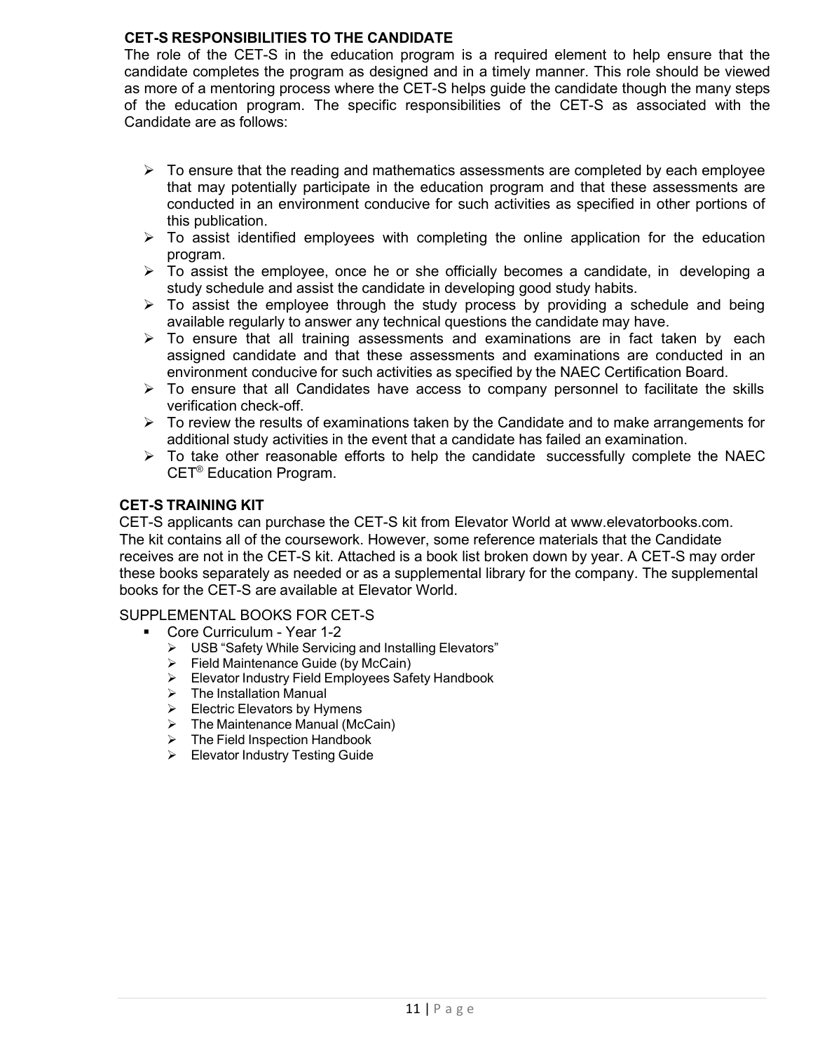## CET-S RESPONSIBILITIES TO THE CANDIDATE

The role of the CET-S in the education program is a required element to help ensure that the candidate completes the program as designed and in a timely manner. This role should be viewed as more of a mentoring process where the CET-S helps guide the candidate though the many steps of the education program. The specific responsibilities of the CET-S as associated with the Candidate are as follows:

- To ensure that the reading and mathematics assessments are completed by each employee that may potentially participate in the education program and that these assessments are conducted in an environment conducive for such activities as specified in other portions of this publication.
- To assist identified employees with completing the online application for the education program.
- To assist the employee, once he or she officially becomes a candidate, in developing a study schedule and assist the candidate in developing good study habits.
- To assist the employee through the study process by providing a schedule and being available regularly to answer any technical questions the candidate may have.
- To ensure that all training assessments and examinations are in fact taken by each assigned candidate and that these assessments and examinations are conducted in an environment conducive for such activities as specified by the NAEC Certification Board.
- To ensure that all Candidates have access to company personnel to facilitate the skills verification check-off.
- To review the results of examinations taken by the Candidate and to make arrangements for additional study activities in the event that a candidate has failed an examination.
- To take other reasonable efforts to help the candidate successfully complete the NAEC CET® Education Program.

## CET-S TRAINING KIT

CET-S applicants can purchase the CET-S kit from Elevator World at www.elevatorbooks.com. The kit contains all of the coursework. However, some reference materials that the Candidate receives are not in the CET-S kit. Attached is a book list broken down by year. A CET-S may order these books separately as needed or as a supplemental library for the company. The supplemental books for the CET-S are available at Elevator World.

SUPPLEMENTAL BOOKS FOR CET-S

- Core Curriculum - Year 1-2
  - USB "Safety While Servicing and Installing Elevators"
  - Field Maintenance Guide (by McCain)
  - Elevator Industry Field Employees Safety Handbook
  - The Installation Manual
  - Electric Elevators by Hymens
  - The Maintenance Manual (McCain)
  - The Field Inspection Handbook
  - Elevator Industry Testing Guide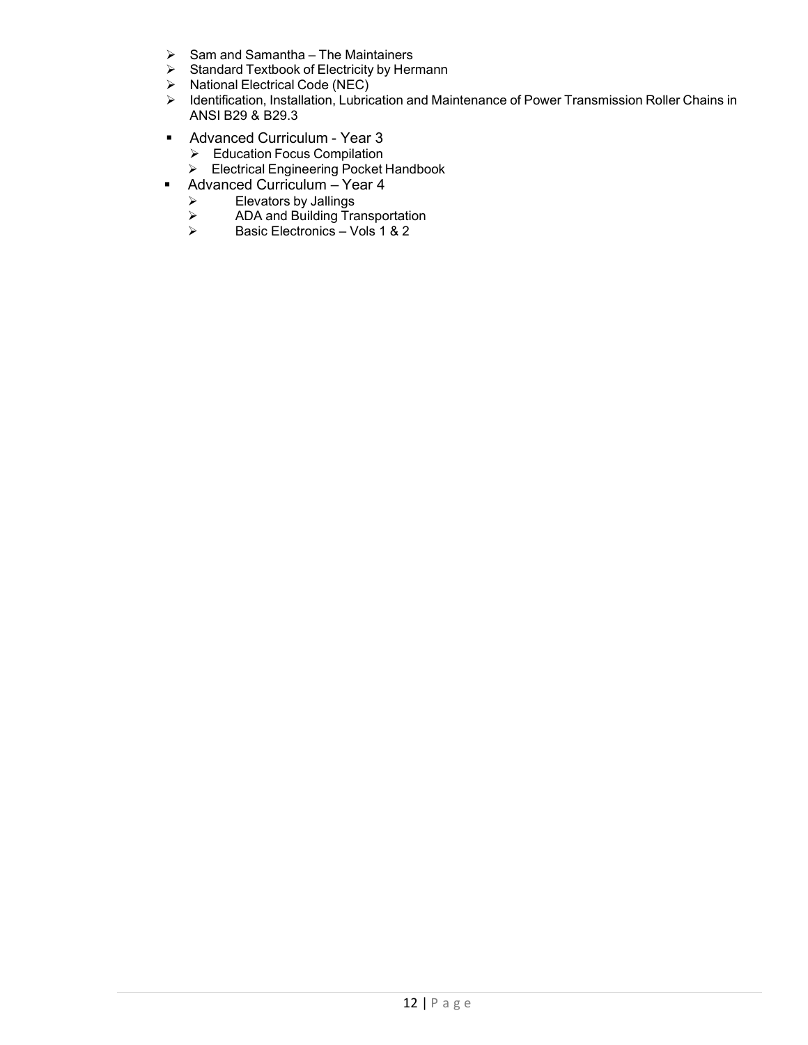- Sam and Samantha – The Maintainers
- Standard Textbook of Electricity by Hermann
- National Electrical Code (NEC)
- Identification, Installation, Lubrication and Maintenance of Power Transmission Roller Chains in ANSI B29 & B29.3

- Advanced Curriculum - Year 3
  - Education Focus Compilation
  - Electrical Engineering Pocket Handbook
- Advanced Curriculum – Year 4
  - Elevators by Jallings
  - ADA and Building Transportation
  - Basic Electronics – Vols 1 & 2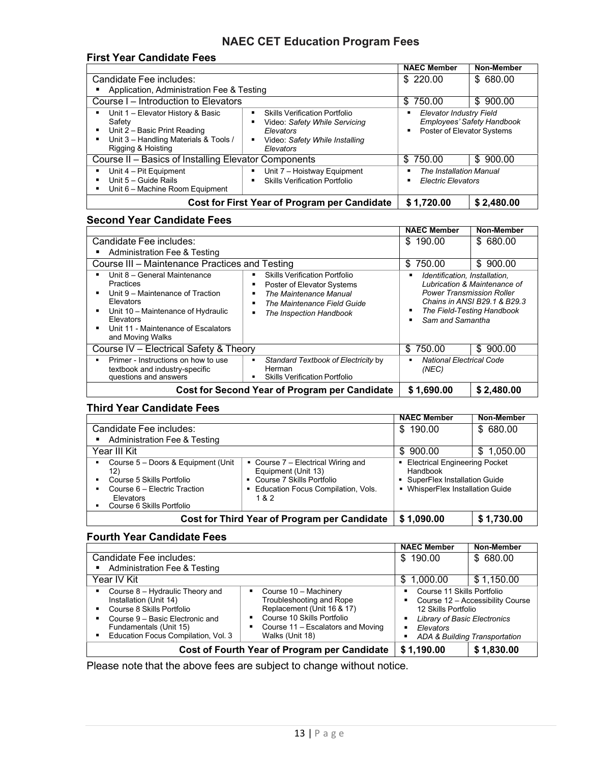# NAEC CET Education Program Fees

## First Year Candidate Fees

| | | NAEC Member | Non-Member |
|---|---|---|---|
| Candidate Fee includes:<br>▪ Application, Administration Fee & Testing | | $ 220.00 | $ 680.00 |
| Course I – Introduction to Elevators | | $ 750.00 | $ 900.00 |
| ▪ Unit 1 – Elevator History & Basic Safety<br>▪ Unit 2 – Basic Print Reading<br>▪ Unit 3 – Handling Materials & Tools / Rigging & Hoisting | ▪ Skills Verification Portfolio<br>▪ Video: *Safety While Servicing Elevators*<br>▪ Video: *Safety While Installing Elevators* | ▪ *Elevator Industry Field Employees' Safety Handbook*<br>▪ Poster of Elevator Systems | |
| Course II – Basics of Installing Elevator Components | | $ 750.00 | $ 900.00 |
| ▪ Unit 4 – Pit Equipment<br>▪ Unit 5 – Guide Rails<br>▪ Unit 6 – Machine Room Equipment | ▪ Unit 7 – Hoistway Equipment<br>▪ Skills Verification Portfolio | ▪ *The Installation Manual*<br>▪ *Electric Elevators* | |
| **Cost for First Year of Program per Candidate** | | **$ 1,720.00** | **$ 2,480.00** |

## Second Year Candidate Fees

| | | NAEC Member | Non-Member |
|---|---|---|---|
| Candidate Fee includes:<br>▪ Administration Fee & Testing | | $ 190.00 | $ 680.00 |
| Course III – Maintenance Practices and Testing | | $ 750.00 | $ 900.00 |
| ▪ Unit 8 – General Maintenance Practices<br>▪ Unit 9 – Maintenance of Traction Elevators<br>▪ Unit 10 – Maintenance of Hydraulic Elevators<br>▪ Unit 11 - Maintenance of Escalators and Moving Walks | ▪ Skills Verification Portfolio<br>▪ Poster of Elevator Systems<br>▪ *The Maintenance Manual*<br>▪ *The Maintenance Field Guide*<br>▪ *The Inspection Handbook* | ▪ *Identification, Installation, Lubrication & Maintenance of Power Transmission Roller Chains in ANSI B29.1 & B29.3*<br>▪ *The Field-Testing Handbook*<br>▪ *Sam and Samantha* | |
| Course IV – Electrical Safety & Theory | | $ 750.00 | $ 900.00 |
| ▪ Primer - Instructions on how to use textbook and industry-specific questions and answers | ▪ *Standard Textbook of Electricity* by Herman<br>▪ Skills Verification Portfolio | ▪ *National Electrical Code (NEC)* | |
| **Cost for Second Year of Program per Candidate** | | **$ 1,690.00** | **$ 2,480.00** |

## Third Year Candidate Fees

| | | NAEC Member | Non-Member |
|---|---|---|---|
| Candidate Fee includes:<br>▪ Administration Fee & Testing | | $ 190.00 | $ 680.00 |
| Year III Kit | | $ 900.00 | $ 1,050.00 |
| ▪ Course 5 – Doors & Equipment (Unit 12)<br>▪ Course 5 Skills Portfolio<br>▪ Course 6 – Electric Traction Elevators<br>▪ Course 6 Skills Portfolio | ▪ Course 7 – Electrical Wiring and Equipment (Unit 13)<br>▪ Course 7 Skills Portfolio<br>▪ Education Focus Compilation, Vols. 1 & 2 | ▪ Electrical Engineering Pocket Handbook<br>▪ SuperFlex Installation Guide<br>▪ WhisperFlex Installation Guide | |
| **Cost for Third Year of Program per Candidate** | | **$ 1,090.00** | **$ 1,730.00** |

## Fourth Year Candidate Fees

| | | NAEC Member | Non-Member |
|---|---|---|---|
| Candidate Fee includes:<br>▪ Administration Fee & Testing | | $ 190.00 | $ 680.00 |
| Year IV Kit | | $ 1,000.00 | $ 1,150.00 |
| ▪ Course 8 – Hydraulic Theory and Installation (Unit 14)<br>▪ Course 8 Skills Portfolio<br>▪ Course 9 – Basic Electronic and Fundamentals (Unit 15)<br>▪ Education Focus Compilation, Vol. 3 | ▪ Course 10 – Machinery Troubleshooting and Rope Replacement (Unit 16 & 17)<br>▪ Course 10 Skills Portfolio<br>▪ Course 11 – Escalators and Moving Walks (Unit 18) | ▪ Course 11 Skills Portfolio<br>▪ Course 12 – Accessibility Course 12 Skills Portfolio<br>▪ *Library of Basic Electronics*<br>▪ *Elevators*<br>▪ *ADA & Building Transportation* | |
| **Cost of Fourth Year of Program per Candidate** | | **$ 1,190.00** | **$ 1,830.00** |

Please note that the above fees are subject to change without notice.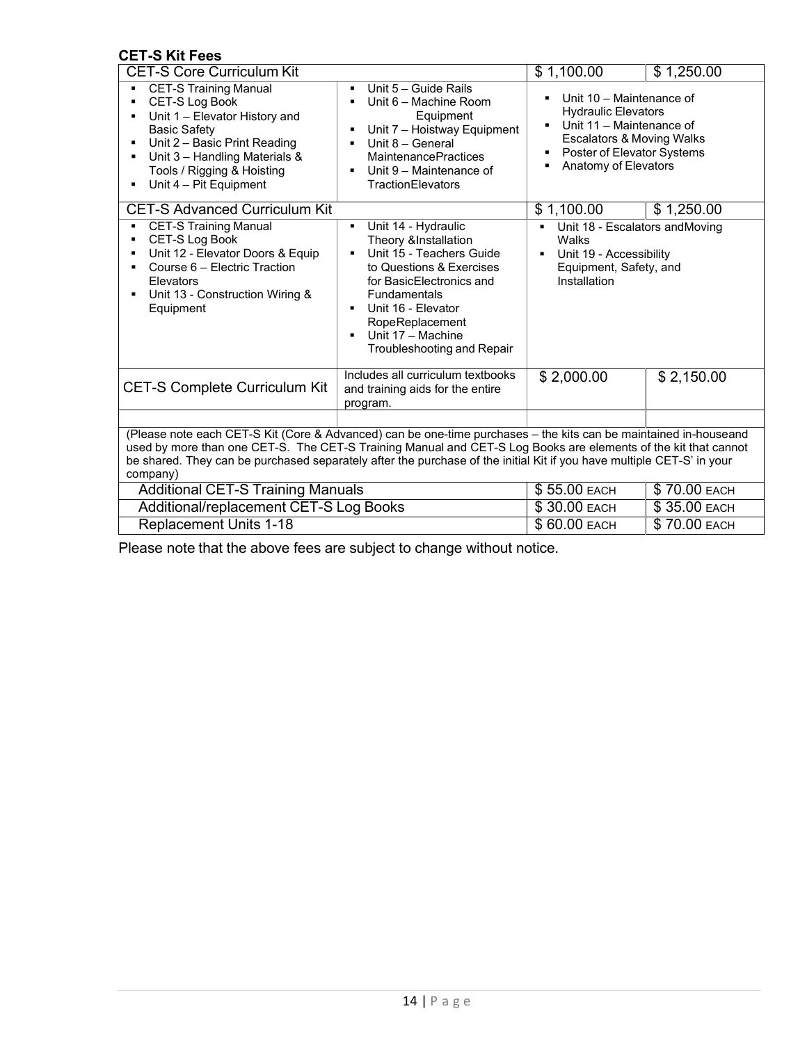**CET-S Kit Fees**

| CET-S Core Curriculum Kit | | $ 1,100.00 | $ 1,250.00 |
|---|---|---|---|
| ▪ CET-S Training Manual<br>▪ CET-S Log Book<br>▪ Unit 1 – Elevator History and Basic Safety<br>▪ Unit 2 – Basic Print Reading<br>▪ Unit 3 – Handling Materials & Tools / Rigging & Hoisting<br>▪ Unit 4 – Pit Equipment | ▪ Unit 5 – Guide Rails<br>▪ Unit 6 – Machine Room Equipment<br>▪ Unit 7 – Hoistway Equipment<br>▪ Unit 8 – General MaintenancePractices<br>▪ Unit 9 – Maintenance of TractionElevators | ▪ Unit 10 – Maintenance of Hydraulic Elevators<br>▪ Unit 11 – Maintenance of Escalators & Moving Walks<br>▪ Poster of Elevator Systems<br>▪ Anatomy of Elevators | |
| **CET-S Advanced Curriculum Kit** | | $ 1,100.00 | $ 1,250.00 |
| ▪ CET-S Training Manual<br>▪ CET-S Log Book<br>▪ Unit 12 - Elevator Doors & Equip<br>▪ Course 6 – Electric Traction Elevators<br>▪ Unit 13 - Construction Wiring & Equipment | ▪ Unit 14 - Hydraulic Theory &Installation<br>▪ Unit 15 - Teachers Guide to Questions & Exercises for BasicElectronics and Fundamentals<br>▪ Unit 16 - Elevator RopeReplacement<br>▪ Unit 17 – Machine Troubleshooting and Repair | ▪ Unit 18 - Escalators andMoving Walks<br>▪ Unit 19 - Accessibility Equipment, Safety, and Installation | |
| CET-S Complete Curriculum Kit | Includes all curriculum textbooks and training aids for the entire program. | $ 2,000.00 | $ 2,150.00 |
| | | | |
| (Please note each CET-S Kit (Core & Advanced) can be one-time purchases – the kits can be maintained in-houseand used by more than one CET-S. The CET-S Training Manual and CET-S Log Books are elements of the kit that cannot be shared. They can be purchased separately after the purchase of the initial Kit if you have multiple CET-S' in your company) | | | |
| Additional CET-S Training Manuals | | $ 55.00 EACH | $ 70.00 EACH |
| Additional/replacement CET-S Log Books | | $ 30.00 EACH | $ 35.00 EACH |
| Replacement Units 1-18 | | $ 60.00 EACH | $ 70.00 EACH |

Please note that the above fees are subject to change without notice.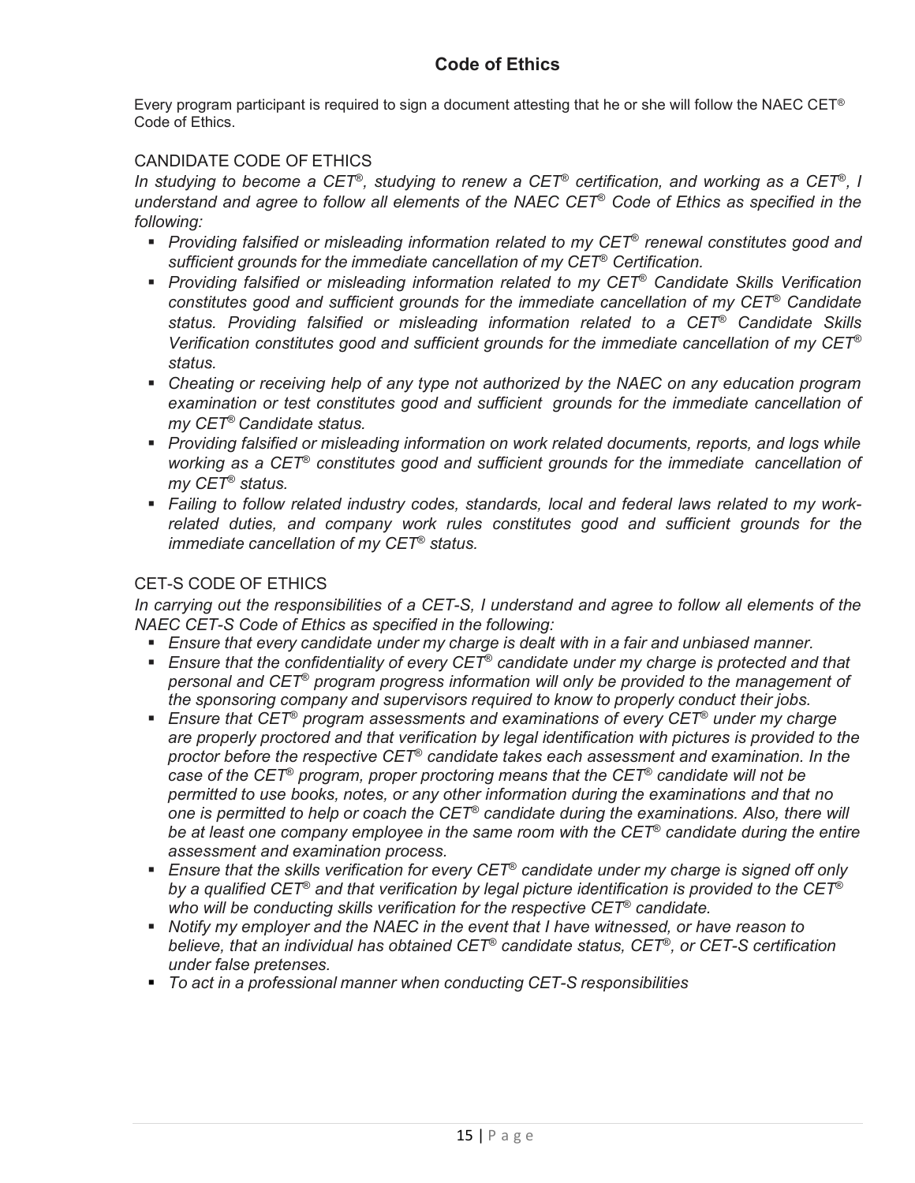# Code of Ethics

Every program participant is required to sign a document attesting that he or she will follow the NAEC CET® Code of Ethics.

## CANDIDATE CODE OF ETHICS

*In studying to become a CET®, studying to renew a CET® certification, and working as a CET®, I understand and agree to follow all elements of the NAEC CET® Code of Ethics as specified in the following:*

- *Providing falsified or misleading information related to my CET® renewal constitutes good and sufficient grounds for the immediate cancellation of my CET® Certification.*
- *Providing falsified or misleading information related to my CET® Candidate Skills Verification constitutes good and sufficient grounds for the immediate cancellation of my CET® Candidate status. Providing falsified or misleading information related to a CET® Candidate Skills Verification constitutes good and sufficient grounds for the immediate cancellation of my CET® status.*
- *Cheating or receiving help of any type not authorized by the NAEC on any education program examination or test constitutes good and sufficient grounds for the immediate cancellation of my CET® Candidate status.*
- *Providing falsified or misleading information on work related documents, reports, and logs while working as a CET® constitutes good and sufficient grounds for the immediate cancellation of my CET® status.*
- *Failing to follow related industry codes, standards, local and federal laws related to my work-related duties, and company work rules constitutes good and sufficient grounds for the immediate cancellation of my CET® status.*

## CET-S CODE OF ETHICS

*In carrying out the responsibilities of a CET-S, I understand and agree to follow all elements of the NAEC CET-S Code of Ethics as specified in the following:*

- *Ensure that every candidate under my charge is dealt with in a fair and unbiased manner.*
- *Ensure that the confidentiality of every CET® candidate under my charge is protected and that personal and CET® program progress information will only be provided to the management of the sponsoring company and supervisors required to know to properly conduct their jobs.*
- *Ensure that CET® program assessments and examinations of every CET® under my charge are properly proctored and that verification by legal identification with pictures is provided to the proctor before the respective CET® candidate takes each assessment and examination. In the case of the CET® program, proper proctoring means that the CET® candidate will not be permitted to use books, notes, or any other information during the examinations and that no one is permitted to help or coach the CET® candidate during the examinations. Also, there will be at least one company employee in the same room with the CET® candidate during the entire assessment and examination process.*
- *Ensure that the skills verification for every CET® candidate under my charge is signed off only by a qualified CET® and that verification by legal picture identification is provided to the CET® who will be conducting skills verification for the respective CET® candidate.*
- *Notify my employer and the NAEC in the event that I have witnessed, or have reason to believe, that an individual has obtained CET® candidate status, CET®, or CET-S certification under false pretenses.*
- *To act in a professional manner when conducting CET-S responsibilities*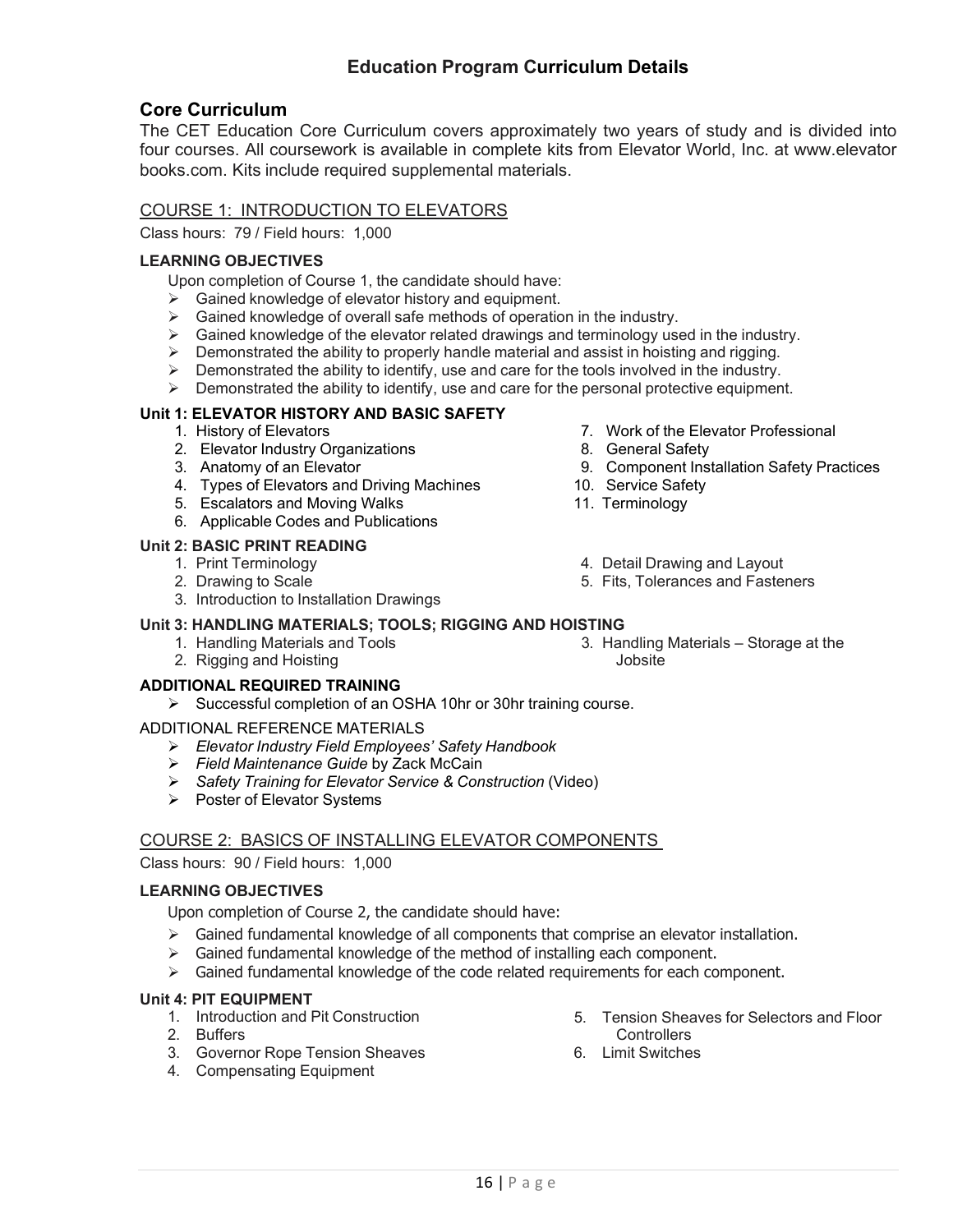# Education Program Curriculum Details

## Core Curriculum

The CET Education Core Curriculum covers approximately two years of study and is divided into four courses. All coursework is available in complete kits from Elevator World, Inc. at www.elevator books.com. Kits include required supplemental materials.

### COURSE 1: INTRODUCTION TO ELEVATORS

Class hours: 79 / Field hours: 1,000

**LEARNING OBJECTIVES**

Upon completion of Course 1, the candidate should have:

- Gained knowledge of elevator history and equipment.
- Gained knowledge of overall safe methods of operation in the industry.
- Gained knowledge of the elevator related drawings and terminology used in the industry.
- Demonstrated the ability to properly handle material and assist in hoisting and rigging.
- Demonstrated the ability to identify, use and care for the tools involved in the industry.
- Demonstrated the ability to identify, use and care for the personal protective equipment.

**Unit 1: ELEVATOR HISTORY AND BASIC SAFETY**

1. History of Elevators
2. Elevator Industry Organizations
3. Anatomy of an Elevator
4. Types of Elevators and Driving Machines
5. Escalators and Moving Walks
6. Applicable Codes and Publications
7. Work of the Elevator Professional
8. General Safety
9. Component Installation Safety Practices
10. Service Safety
11. Terminology

**Unit 2: BASIC PRINT READING**

1. Print Terminology
2. Drawing to Scale
3. Introduction to Installation Drawings
4. Detail Drawing and Layout
5. Fits, Tolerances and Fasteners

**Unit 3: HANDLING MATERIALS; TOOLS; RIGGING AND HOISTING**

1. Handling Materials and Tools
2. Rigging and Hoisting
3. Handling Materials – Storage at the Jobsite

**ADDITIONAL REQUIRED TRAINING**

- Successful completion of an OSHA 10hr or 30hr training course.

ADDITIONAL REFERENCE MATERIALS

- *Elevator Industry Field Employees' Safety Handbook*
- *Field Maintenance Guide* by Zack McCain
- *Safety Training for Elevator Service & Construction* (Video)
- Poster of Elevator Systems

### COURSE 2: BASICS OF INSTALLING ELEVATOR COMPONENTS

Class hours: 90 / Field hours: 1,000

**LEARNING OBJECTIVES**

Upon completion of Course 2, the candidate should have:

- Gained fundamental knowledge of all components that comprise an elevator installation.
- Gained fundamental knowledge of the method of installing each component.
- Gained fundamental knowledge of the code related requirements for each component.

**Unit 4: PIT EQUIPMENT**

1. Introduction and Pit Construction
2. Buffers
3. Governor Rope Tension Sheaves
4. Compensating Equipment
5. Tension Sheaves for Selectors and Floor Controllers
6. Limit Switches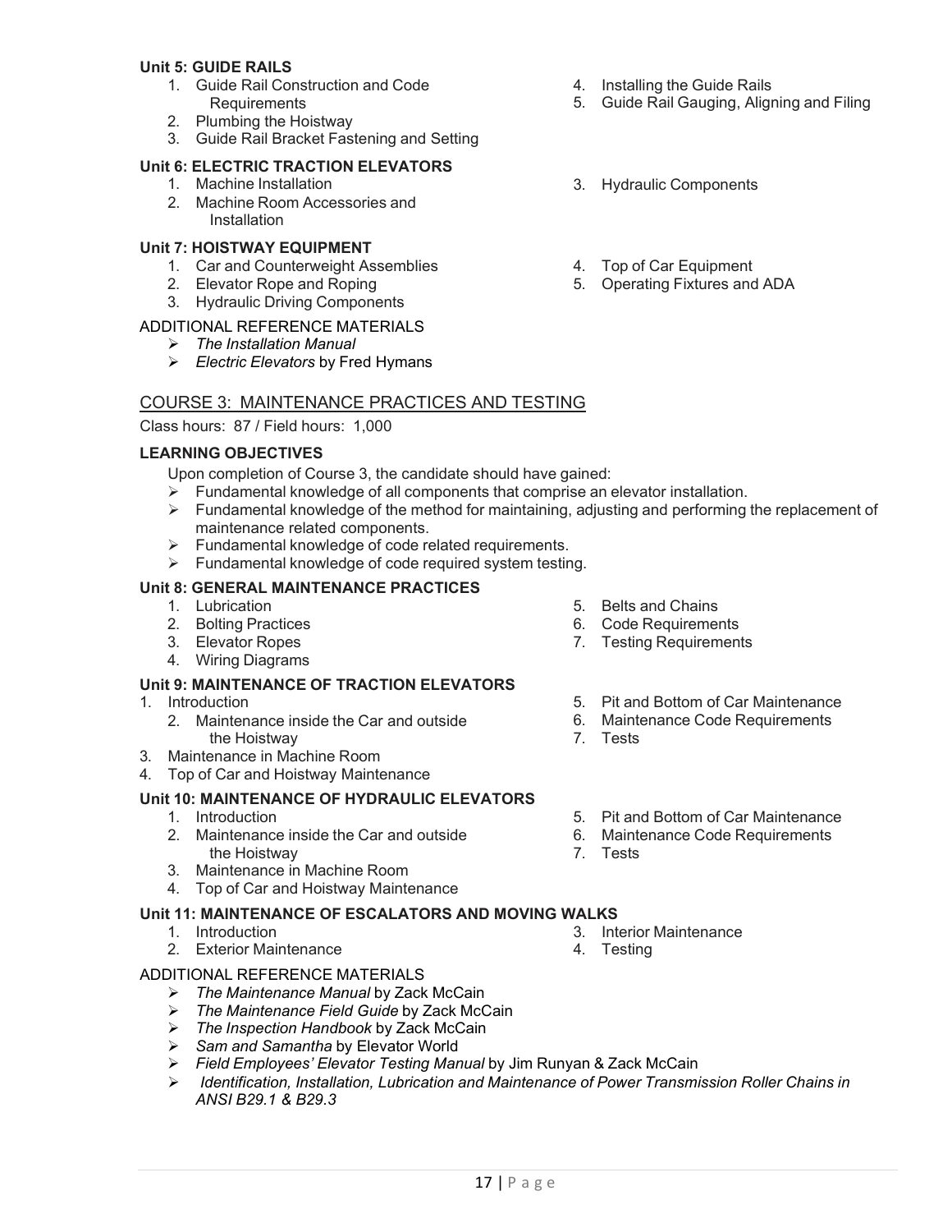**Unit 5: GUIDE RAILS**

1. Guide Rail Construction and Code Requirements
2. Plumbing the Hoistway
3. Guide Rail Bracket Fastening and Setting
4. Installing the Guide Rails
5. Guide Rail Gauging, Aligning and Filing

**Unit 6: ELECTRIC TRACTION ELEVATORS**

1. Machine Installation
2. Machine Room Accessories and Installation
3. Hydraulic Components

**Unit 7: HOISTWAY EQUIPMENT**

1. Car and Counterweight Assemblies
2. Elevator Rope and Roping
3. Hydraulic Driving Components
4. Top of Car Equipment
5. Operating Fixtures and ADA

ADDITIONAL REFERENCE MATERIALS

- *The Installation Manual*
- *Electric Elevators* by Fred Hymans

## COURSE 3: MAINTENANCE PRACTICES AND TESTING

Class hours: 87 / Field hours: 1,000

**LEARNING OBJECTIVES**

Upon completion of Course 3, the candidate should have gained:

- Fundamental knowledge of all components that comprise an elevator installation.
- Fundamental knowledge of the method for maintaining, adjusting and performing the replacement of maintenance related components.
- Fundamental knowledge of code related requirements.
- Fundamental knowledge of code required system testing.

**Unit 8: GENERAL MAINTENANCE PRACTICES**

1. Lubrication
2. Bolting Practices
3. Elevator Ropes
4. Wiring Diagrams
5. Belts and Chains
6. Code Requirements
7. Testing Requirements

**Unit 9: MAINTENANCE OF TRACTION ELEVATORS**

1. Introduction
2. Maintenance inside the Car and outside the Hoistway
3. Maintenance in Machine Room
4. Top of Car and Hoistway Maintenance
5. Pit and Bottom of Car Maintenance
6. Maintenance Code Requirements
7. Tests

**Unit 10: MAINTENANCE OF HYDRAULIC ELEVATORS**

1. Introduction
2. Maintenance inside the Car and outside the Hoistway
3. Maintenance in Machine Room
4. Top of Car and Hoistway Maintenance
5. Pit and Bottom of Car Maintenance
6. Maintenance Code Requirements
7. Tests

**Unit 11: MAINTENANCE OF ESCALATORS AND MOVING WALKS**

1. Introduction
2. Exterior Maintenance
3. Interior Maintenance
4. Testing

ADDITIONAL REFERENCE MATERIALS

- *The Maintenance Manual* by Zack McCain
- *The Maintenance Field Guide* by Zack McCain
- *The Inspection Handbook* by Zack McCain
- *Sam and Samantha* by Elevator World
- *Field Employees' Elevator Testing Manual* by Jim Runyan & Zack McCain
- *Identification, Installation, Lubrication and Maintenance of Power Transmission Roller Chains in ANSI B29.1 & B29.3*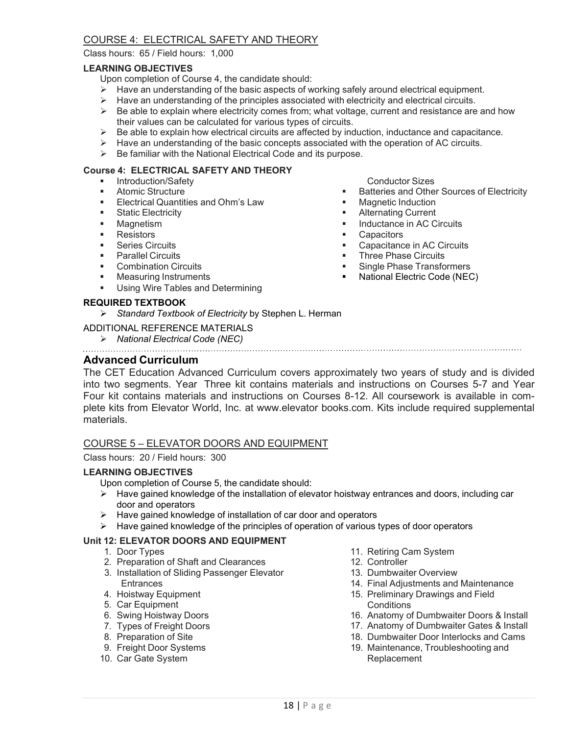## COURSE 4: ELECTRICAL SAFETY AND THEORY

Class hours: 65 / Field hours: 1,000

**LEARNING OBJECTIVES**

Upon completion of Course 4, the candidate should:

- Have an understanding of the basic aspects of working safely around electrical equipment.
- Have an understanding of the principles associated with electricity and electrical circuits.
- Be able to explain where electricity comes from; what voltage, current and resistance are and how their values can be calculated for various types of circuits.
- Be able to explain how electrical circuits are affected by induction, inductance and capacitance.
- Have an understanding of the basic concepts associated with the operation of AC circuits.
- Be familiar with the National Electrical Code and its purpose.

**Course 4: ELECTRICAL SAFETY AND THEORY**

- Introduction/Safety
- Atomic Structure
- Electrical Quantities and Ohm's Law
- Static Electricity
- Magnetism
- Resistors
- Series Circuits
- Parallel Circuits
- Combination Circuits
- Measuring Instruments
- Using Wire Tables and Determining Conductor Sizes
- Batteries and Other Sources of Electricity
- Magnetic Induction
- Alternating Current
- Inductance in AC Circuits
- Capacitors
- Capacitance in AC Circuits
- Three Phase Circuits
- Single Phase Transformers
- National Electric Code (NEC)

**REQUIRED TEXTBOOK**

- *Standard Textbook of Electricity* by Stephen L. Herman

ADDITIONAL REFERENCE MATERIALS

- *National Electrical Code (NEC)*

## Advanced Curriculum

The CET Education Advanced Curriculum covers approximately two years of study and is divided into two segments. Year Three kit contains materials and instructions on Courses 5-7 and Year Four kit contains materials and instructions on Courses 8-12. All coursework is available in complete kits from Elevator World, Inc. at www.elevator books.com. Kits include required supplemental materials.

## COURSE 5 – ELEVATOR DOORS AND EQUIPMENT

Class hours: 20 / Field hours: 300

**LEARNING OBJECTIVES**

Upon completion of Course 5, the candidate should:

- Have gained knowledge of the installation of elevator hoistway entrances and doors, including car door and operators
- Have gained knowledge of installation of car door and operators
- Have gained knowledge of the principles of operation of various types of door operators

**Unit 12: ELEVATOR DOORS AND EQUIPMENT**

1. Door Types
2. Preparation of Shaft and Clearances
3. Installation of Sliding Passenger Elevator Entrances
4. Hoistway Equipment
5. Car Equipment
6. Swing Hoistway Doors
7. Types of Freight Doors
8. Preparation of Site
9. Freight Door Systems
10. Car Gate System
11. Retiring Cam System
12. Controller
13. Dumbwaiter Overview
14. Final Adjustments and Maintenance
15. Preliminary Drawings and Field Conditions
16. Anatomy of Dumbwaiter Doors & Install
17. Anatomy of Dumbwaiter Gates & Install
18. Dumbwaiter Door Interlocks and Cams
19. Maintenance, Troubleshooting and Replacement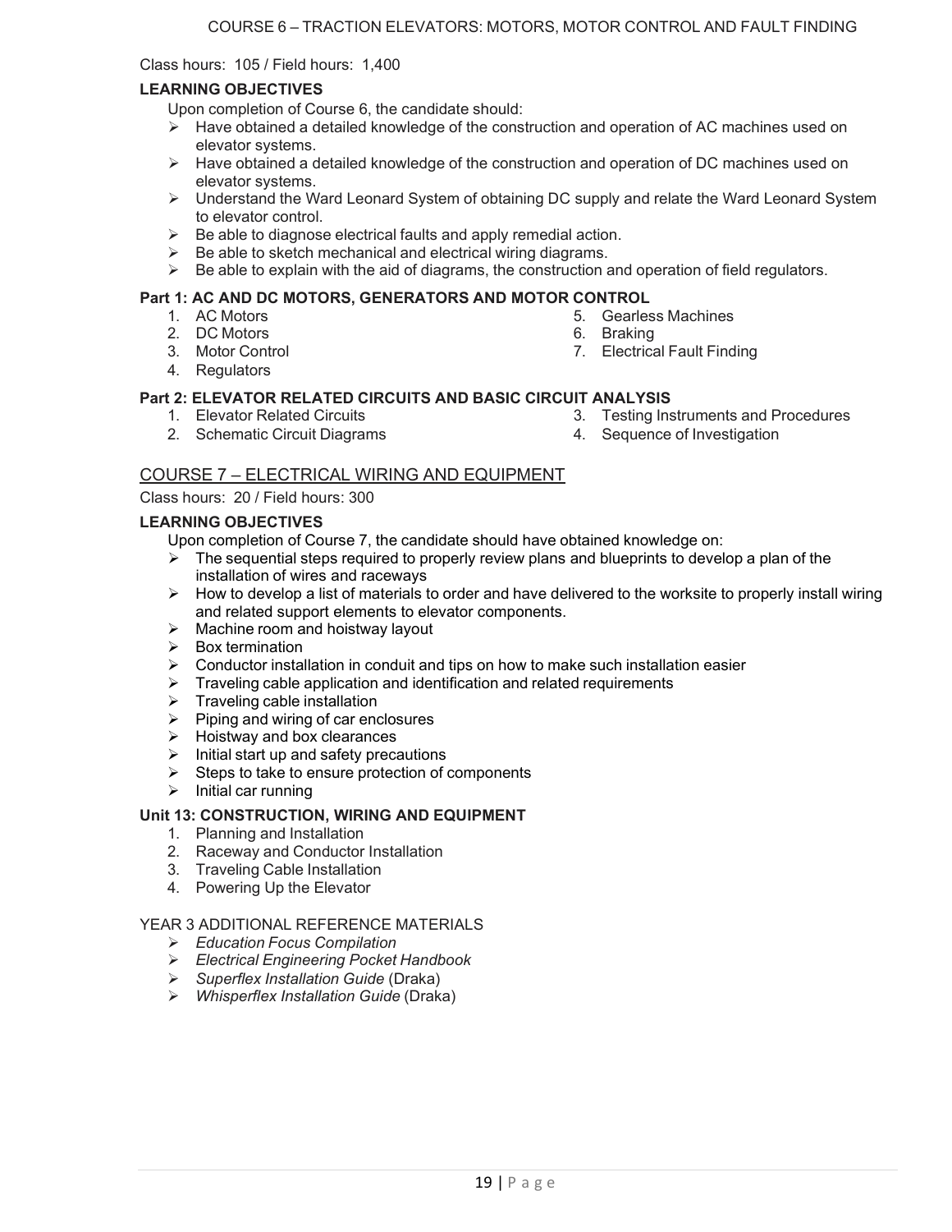## COURSE 6 – TRACTION ELEVATORS: MOTORS, MOTOR CONTROL AND FAULT FINDING

Class hours: 105 / Field hours: 1,400

**LEARNING OBJECTIVES**

Upon completion of Course 6, the candidate should:

- Have obtained a detailed knowledge of the construction and operation of AC machines used on elevator systems.
- Have obtained a detailed knowledge of the construction and operation of DC machines used on elevator systems.
- Understand the Ward Leonard System of obtaining DC supply and relate the Ward Leonard System to elevator control.
- Be able to diagnose electrical faults and apply remedial action.
- Be able to sketch mechanical and electrical wiring diagrams.
- Be able to explain with the aid of diagrams, the construction and operation of field regulators.

**Part 1: AC AND DC MOTORS, GENERATORS AND MOTOR CONTROL**

1. AC Motors
2. DC Motors
3. Motor Control
4. Regulators
5. Gearless Machines
6. Braking
7. Electrical Fault Finding

**Part 2: ELEVATOR RELATED CIRCUITS AND BASIC CIRCUIT ANALYSIS**

1. Elevator Related Circuits
2. Schematic Circuit Diagrams
3. Testing Instruments and Procedures
4. Sequence of Investigation

## COURSE 7 – ELECTRICAL WIRING AND EQUIPMENT

Class hours: 20 / Field hours: 300

**LEARNING OBJECTIVES**

Upon completion of Course 7, the candidate should have obtained knowledge on:

- The sequential steps required to properly review plans and blueprints to develop a plan of the installation of wires and raceways
- How to develop a list of materials to order and have delivered to the worksite to properly install wiring and related support elements to elevator components.
- Machine room and hoistway layout
- Box termination
- Conductor installation in conduit and tips on how to make such installation easier
- Traveling cable application and identification and related requirements
- Traveling cable installation
- Piping and wiring of car enclosures
- Hoistway and box clearances
- Initial start up and safety precautions
- Steps to take to ensure protection of components
- Initial car running

**Unit 13: CONSTRUCTION, WIRING AND EQUIPMENT**

1. Planning and Installation
2. Raceway and Conductor Installation
3. Traveling Cable Installation
4. Powering Up the Elevator

YEAR 3 ADDITIONAL REFERENCE MATERIALS

- *Education Focus Compilation*
- *Electrical Engineering Pocket Handbook*
- *Superflex Installation Guide* (Draka)
- *Whisperflex Installation Guide* (Draka)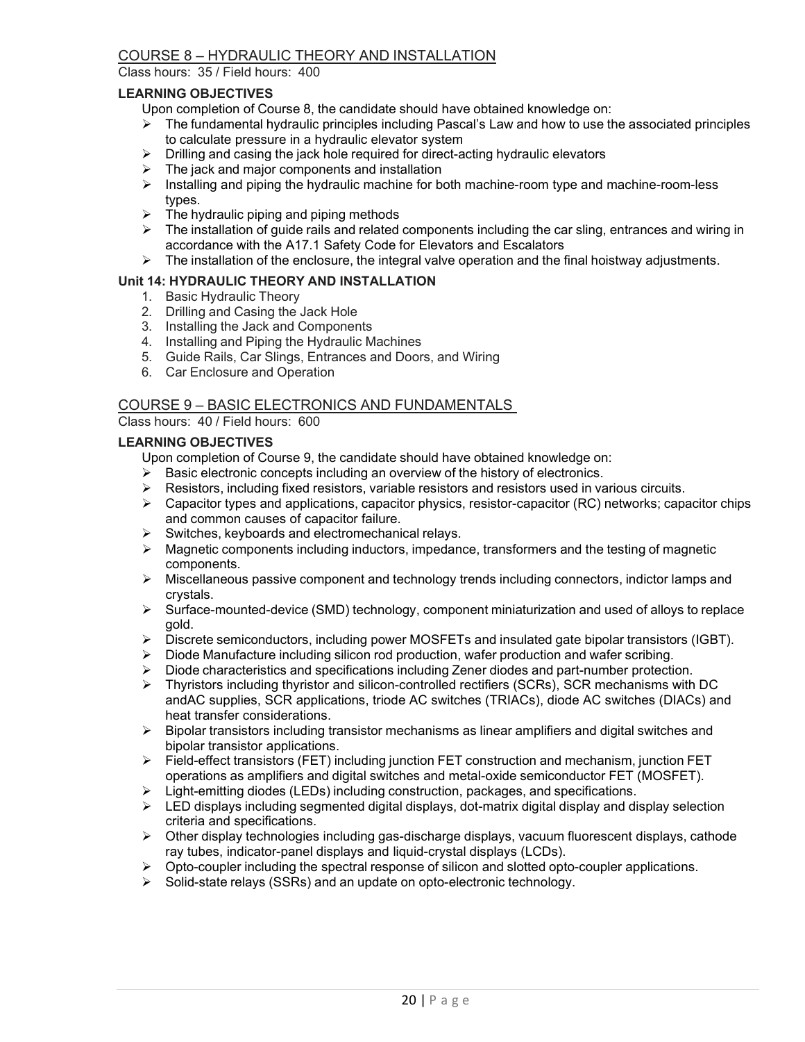## COURSE 8 – HYDRAULIC THEORY AND INSTALLATION

Class hours: 35 / Field hours: 400

**LEARNING OBJECTIVES**

Upon completion of Course 8, the candidate should have obtained knowledge on:

- The fundamental hydraulic principles including Pascal's Law and how to use the associated principles to calculate pressure in a hydraulic elevator system
- Drilling and casing the jack hole required for direct-acting hydraulic elevators
- The jack and major components and installation
- Installing and piping the hydraulic machine for both machine-room type and machine-room-less types.
- The hydraulic piping and piping methods
- The installation of guide rails and related components including the car sling, entrances and wiring in accordance with the A17.1 Safety Code for Elevators and Escalators
- The installation of the enclosure, the integral valve operation and the final hoistway adjustments.

**Unit 14: HYDRAULIC THEORY AND INSTALLATION**

1. Basic Hydraulic Theory
2. Drilling and Casing the Jack Hole
3. Installing the Jack and Components
4. Installing and Piping the Hydraulic Machines
5. Guide Rails, Car Slings, Entrances and Doors, and Wiring
6. Car Enclosure and Operation

## COURSE 9 – BASIC ELECTRONICS AND FUNDAMENTALS

Class hours: 40 / Field hours: 600

**LEARNING OBJECTIVES**

Upon completion of Course 9, the candidate should have obtained knowledge on:

- Basic electronic concepts including an overview of the history of electronics.
- Resistors, including fixed resistors, variable resistors and resistors used in various circuits.
- Capacitor types and applications, capacitor physics, resistor-capacitor (RC) networks; capacitor chips and common causes of capacitor failure.
- Switches, keyboards and electromechanical relays.
- Magnetic components including inductors, impedance, transformers and the testing of magnetic components.
- Miscellaneous passive component and technology trends including connectors, indictor lamps and crystals.
- Surface-mounted-device (SMD) technology, component miniaturization and used of alloys to replace gold.
- Discrete semiconductors, including power MOSFETs and insulated gate bipolar transistors (IGBT).
- Diode Manufacture including silicon rod production, wafer production and wafer scribing.
- Diode characteristics and specifications including Zener diodes and part-number protection.
- Thyristors including thyristor and silicon-controlled rectifiers (SCRs), SCR mechanisms with DC andAC supplies, SCR applications, triode AC switches (TRIACs), diode AC switches (DIACs) and heat transfer considerations.
- Bipolar transistors including transistor mechanisms as linear amplifiers and digital switches and bipolar transistor applications.
- Field-effect transistors (FET) including junction FET construction and mechanism, junction FET operations as amplifiers and digital switches and metal-oxide semiconductor FET (MOSFET).
- Light-emitting diodes (LEDs) including construction, packages, and specifications.
- LED displays including segmented digital displays, dot-matrix digital display and display selection criteria and specifications.
- Other display technologies including gas-discharge displays, vacuum fluorescent displays, cathode ray tubes, indicator-panel displays and liquid-crystal displays (LCDs).
- Opto-coupler including the spectral response of silicon and slotted opto-coupler applications.
- Solid-state relays (SSRs) and an update on opto-electronic technology.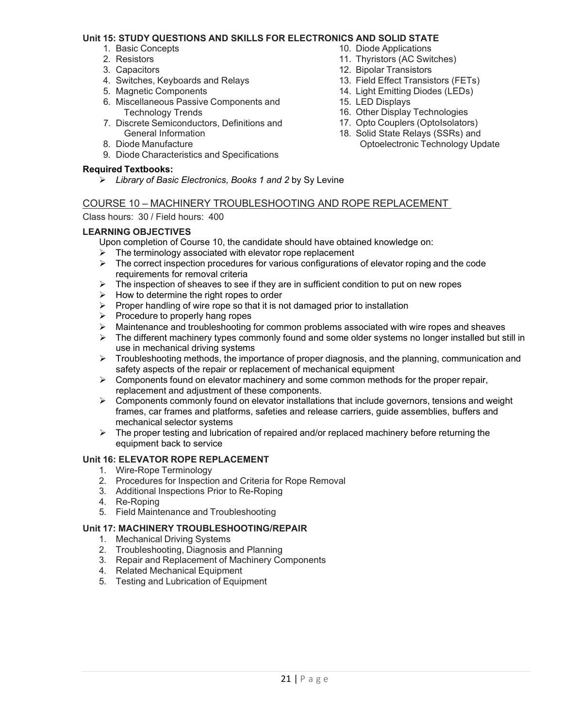**Unit 15: STUDY QUESTIONS AND SKILLS FOR ELECTRONICS AND SOLID STATE**

1. Basic Concepts
2. Resistors
3. Capacitors
4. Switches, Keyboards and Relays
5. Magnetic Components
6. Miscellaneous Passive Components and Technology Trends
7. Discrete Semiconductors, Definitions and General Information
8. Diode Manufacture
9. Diode Characteristics and Specifications
10. Diode Applications
11. Thyristors (AC Switches)
12. Bipolar Transistors
13. Field Effect Transistors (FETs)
14. Light Emitting Diodes (LEDs)
15. LED Displays
16. Other Display Technologies
17. Opto Couplers (OptoIsolators)
18. Solid State Relays (SSRs) and Optoelectronic Technology Update

**Required Textbooks:**

- *Library of Basic Electronics, Books 1 and 2* by Sy Levine

## COURSE 10 – MACHINERY TROUBLESHOOTING AND ROPE REPLACEMENT

Class hours: 30 / Field hours: 400

**LEARNING OBJECTIVES**

Upon completion of Course 10, the candidate should have obtained knowledge on:

- The terminology associated with elevator rope replacement
- The correct inspection procedures for various configurations of elevator roping and the code requirements for removal criteria
- The inspection of sheaves to see if they are in sufficient condition to put on new ropes
- How to determine the right ropes to order
- Proper handling of wire rope so that it is not damaged prior to installation
- Procedure to properly hang ropes
- Maintenance and troubleshooting for common problems associated with wire ropes and sheaves
- The different machinery types commonly found and some older systems no longer installed but still in use in mechanical driving systems
- Troubleshooting methods, the importance of proper diagnosis, and the planning, communication and safety aspects of the repair or replacement of mechanical equipment
- Components found on elevator machinery and some common methods for the proper repair, replacement and adjustment of these components.
- Components commonly found on elevator installations that include governors, tensions and weight frames, car frames and platforms, safeties and release carriers, guide assemblies, buffers and mechanical selector systems
- The proper testing and lubrication of repaired and/or replaced machinery before returning the equipment back to service

**Unit 16: ELEVATOR ROPE REPLACEMENT**

1. Wire-Rope Terminology
2. Procedures for Inspection and Criteria for Rope Removal
3. Additional Inspections Prior to Re-Roping
4. Re-Roping
5. Field Maintenance and Troubleshooting

**Unit 17: MACHINERY TROUBLESHOOTING/REPAIR**

1. Mechanical Driving Systems
2. Troubleshooting, Diagnosis and Planning
3. Repair and Replacement of Machinery Components
4. Related Mechanical Equipment
5. Testing and Lubrication of Equipment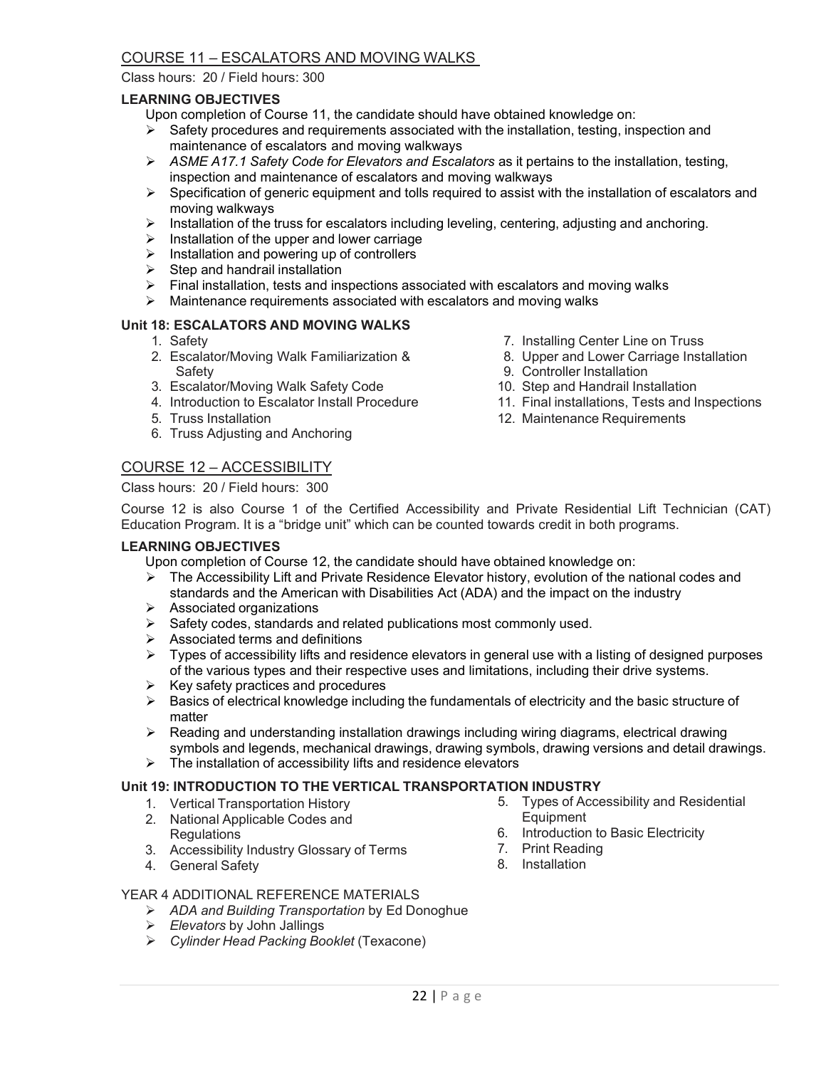## COURSE 11 – ESCALATORS AND MOVING WALKS

Class hours: 20 / Field hours: 300

**LEARNING OBJECTIVES**

Upon completion of Course 11, the candidate should have obtained knowledge on:

- Safety procedures and requirements associated with the installation, testing, inspection and maintenance of escalators and moving walkways
- *ASME A17.1 Safety Code for Elevators and Escalators* as it pertains to the installation, testing, inspection and maintenance of escalators and moving walkways
- Specification of generic equipment and tolls required to assist with the installation of escalators and moving walkways
- Installation of the truss for escalators including leveling, centering, adjusting and anchoring.
- Installation of the upper and lower carriage
- Installation and powering up of controllers
- Step and handrail installation
- Final installation, tests and inspections associated with escalators and moving walks
- Maintenance requirements associated with escalators and moving walks

**Unit 18: ESCALATORS AND MOVING WALKS**

1. Safety
2. Escalator/Moving Walk Familiarization & Safety
3. Escalator/Moving Walk Safety Code
4. Introduction to Escalator Install Procedure
5. Truss Installation
6. Truss Adjusting and Anchoring
7. Installing Center Line on Truss
8. Upper and Lower Carriage Installation
9. Controller Installation
10. Step and Handrail Installation
11. Final installations, Tests and Inspections
12. Maintenance Requirements

## COURSE 12 – ACCESSIBILITY

Class hours: 20 / Field hours: 300

Course 12 is also Course 1 of the Certified Accessibility and Private Residential Lift Technician (CAT) Education Program. It is a "bridge unit" which can be counted towards credit in both programs.

**LEARNING OBJECTIVES**

Upon completion of Course 12, the candidate should have obtained knowledge on:

- The Accessibility Lift and Private Residence Elevator history, evolution of the national codes and standards and the American with Disabilities Act (ADA) and the impact on the industry
- Associated organizations
- Safety codes, standards and related publications most commonly used.
- Associated terms and definitions
- Types of accessibility lifts and residence elevators in general use with a listing of designed purposes of the various types and their respective uses and limitations, including their drive systems.
- Key safety practices and procedures
- Basics of electrical knowledge including the fundamentals of electricity and the basic structure of matter
- Reading and understanding installation drawings including wiring diagrams, electrical drawing symbols and legends, mechanical drawings, drawing symbols, drawing versions and detail drawings.
- The installation of accessibility lifts and residence elevators

**Unit 19: INTRODUCTION TO THE VERTICAL TRANSPORTATION INDUSTRY**

1. Vertical Transportation History
2. National Applicable Codes and Regulations
3. Accessibility Industry Glossary of Terms
4. General Safety
5. Types of Accessibility and Residential Equipment
6. Introduction to Basic Electricity
7. Print Reading
8. Installation

YEAR 4 ADDITIONAL REFERENCE MATERIALS

- *ADA and Building Transportation* by Ed Donoghue
- *Elevators* by John Jallings
- *Cylinder Head Packing Booklet* (Texacone)